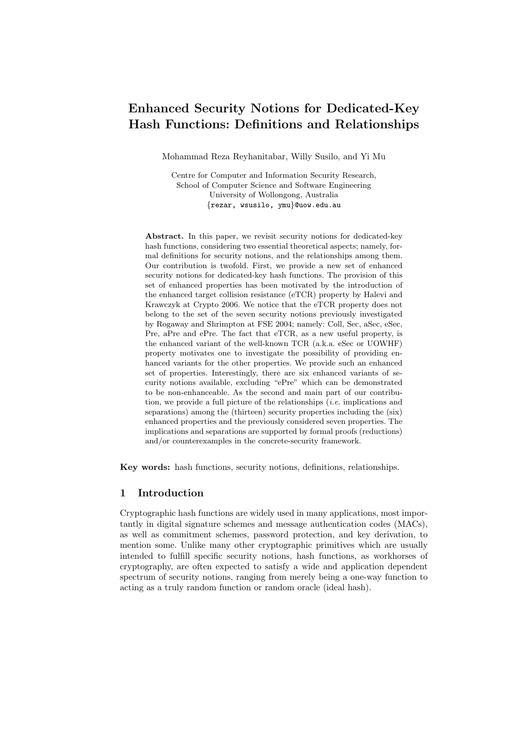# Enhanced Security Notions for Dedicated-Key Hash Functions: Definitions and Relationships

Mohammad Reza Reyhanitabar, Willy Susilo, and Yi Mu

Centre for Computer and Information Security Research,
School of Computer Science and Software Engineering
University of Wollongong, Australia
{rezar, wsusilo, ymu}@uow.edu.au

**Abstract.** In this paper, we revisit security notions for dedicated-key hash functions, considering two essential theoretical aspects; namely, formal definitions for security notions, and the relationships among them. Our contribution is twofold. First, we provide a new set of enhanced security notions for dedicated-key hash functions. The provision of this set of enhanced properties has been motivated by the introduction of the enhanced target collision resistance (eTCR) property by Halevi and Krawczyk at Crypto 2006. We notice that the eTCR property does not belong to the set of the seven security notions previously investigated by Rogaway and Shrimpton at FSE 2004; namely: Coll, Sec, aSec, eSec, Pre, aPre and ePre. The fact that eTCR, as a new useful property, is the enhanced variant of the well-known TCR (a.k.a. eSec or UOWHF) property motivates one to investigate the possibility of providing enhanced variants for the other properties. We provide such an enhanced set of properties. Interestingly, there are six enhanced variants of security notions available, excluding "ePre" which can be demonstrated to be non-enhanceable. As the second and main part of our contribution, we provide a full picture of the relationships (*i.e.* implications and separations) among the (thirteen) security properties including the (six) enhanced properties and the previously considered seven properties. The implications and separations are supported by formal proofs (reductions) and/or counterexamples in the concrete-security framework.

**Key words:** hash functions, security notions, definitions, relationships.

## 1 Introduction

Cryptographic hash functions are widely used in many applications, most importantly in digital signature schemes and message authentication codes (MACs), as well as commitment schemes, password protection, and key derivation, to mention some. Unlike many other cryptographic primitives which are usually intended to fulfill specific security notions, hash functions, as workhorses of cryptography, are often expected to satisfy a wide and application dependent spectrum of security notions, ranging from merely being a one-way function to acting as a truly random function or random oracle (ideal hash).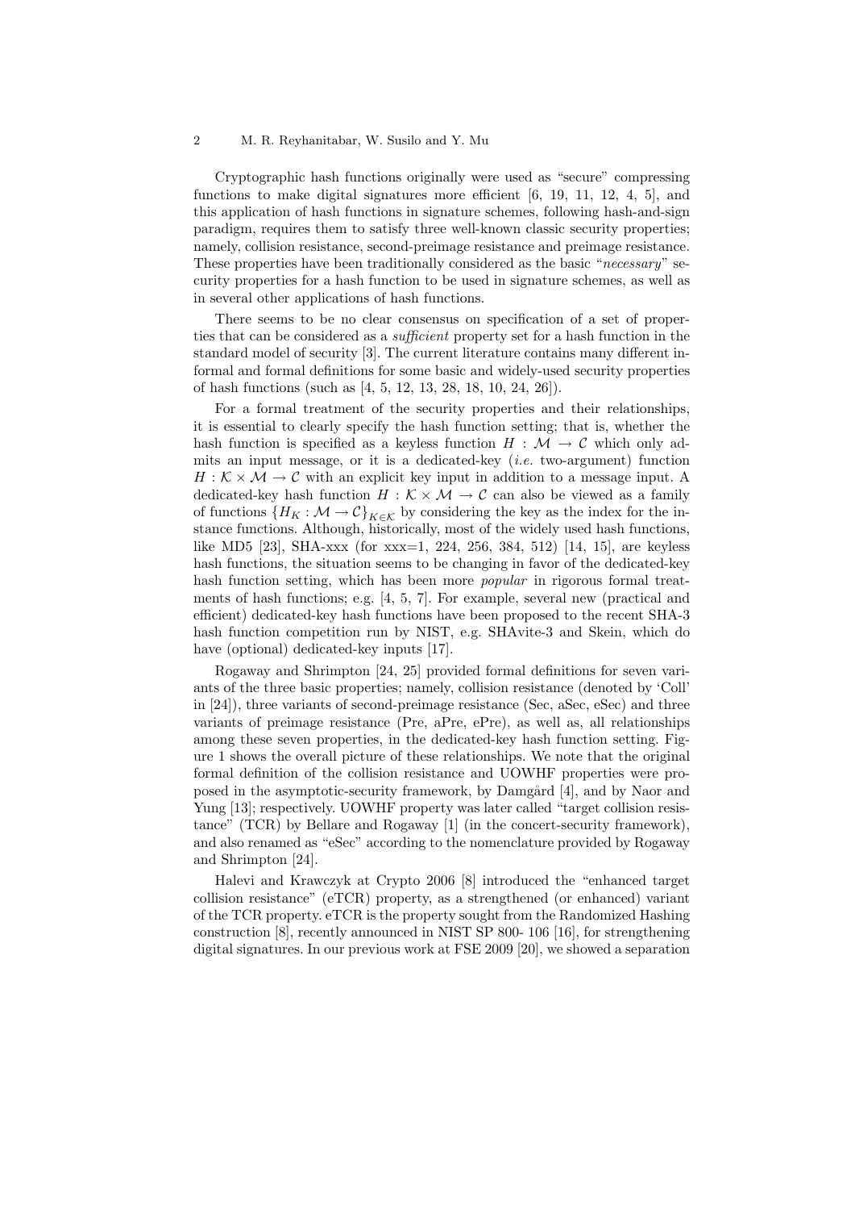Cryptographic hash functions originally were used as "secure" compressing functions to make digital signatures more efficient [6, 19, 11, 12, 4, 5], and this application of hash functions in signature schemes, following hash-and-sign paradigm, requires them to satisfy three well-known classic security properties; namely, collision resistance, second-preimage resistance and preimage resistance. These properties have been traditionally considered as the basic "*necessary*" security properties for a hash function to be used in signature schemes, as well as in several other applications of hash functions.

There seems to be no clear consensus on specification of a set of properties that can be considered as a *sufficient* property set for a hash function in the standard model of security [3]. The current literature contains many different informal and formal definitions for some basic and widely-used security properties of hash functions (such as [4, 5, 12, 13, 28, 18, 10, 24, 26]).

For a formal treatment of the security properties and their relationships, it is essential to clearly specify the hash function setting; that is, whether the hash function is specified as a keyless function $H : \mathcal{M} \rightarrow \mathcal{C}$ which only admits an input message, or it is a dedicated-key (*i.e.* two-argument) function $H : \mathcal{K} \times \mathcal{M} \rightarrow \mathcal{C}$ with an explicit key input in addition to a message input. A dedicated-key hash function $H : \mathcal{K} \times \mathcal{M} \rightarrow \mathcal{C}$ can also be viewed as a family of functions $\{H_K : \mathcal{M} \rightarrow \mathcal{C}\}_{K \in \mathcal{K}}$ by considering the key as the index for the instance functions. Although, historically, most of the widely used hash functions, like MD5 [23], SHA-xxx (for xxx=1, 224, 256, 384, 512) [14, 15], are keyless hash functions, the situation seems to be changing in favor of the dedicated-key hash function setting, which has been more *popular* in rigorous formal treatments of hash functions; e.g. [4, 5, 7]. For example, several new (practical and efficient) dedicated-key hash functions have been proposed to the recent SHA-3 hash function competition run by NIST, e.g. SHAvite-3 and Skein, which do have (optional) dedicated-key inputs [17].

Rogaway and Shrimpton [24, 25] provided formal definitions for seven variants of the three basic properties; namely, collision resistance (denoted by 'Coll' in [24]), three variants of second-preimage resistance (Sec, aSec, eSec) and three variants of preimage resistance (Pre, aPre, ePre), as well as, all relationships among these seven properties, in the dedicated-key hash function setting. Figure 1 shows the overall picture of these relationships. We note that the original formal definition of the collision resistance and UOWHF properties were proposed in the asymptotic-security framework, by Damgård [4], and by Naor and Yung [13]; respectively. UOWHF property was later called "target collision resistance" (TCR) by Bellare and Rogaway [1] (in the concert-security framework), and also renamed as "eSec" according to the nomenclature provided by Rogaway and Shrimpton [24].

Halevi and Krawczyk at Crypto 2006 [8] introduced the "enhanced target collision resistance" (eTCR) property, as a strengthened (or enhanced) variant of the TCR property. eTCR is the property sought from the Randomized Hashing construction [8], recently announced in NIST SP 800- 106 [16], for strengthening digital signatures. In our previous work at FSE 2009 [20], we showed a separation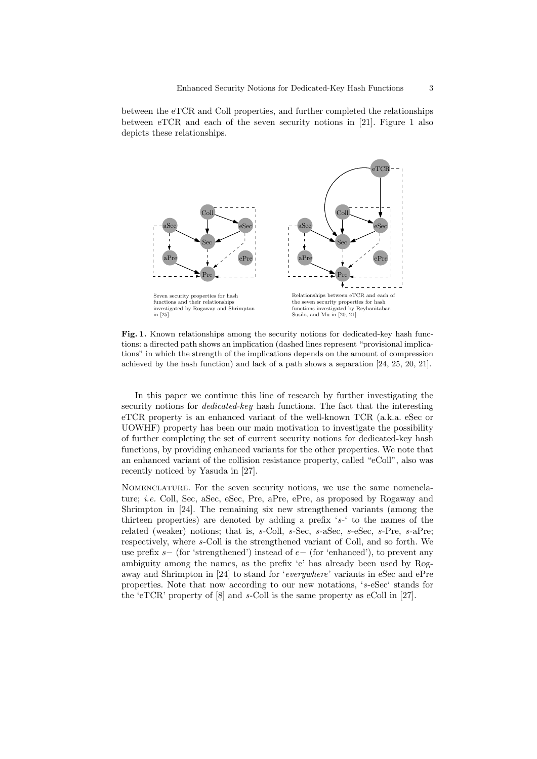between the eTCR and Coll properties, and further completed the relationships between eTCR and each of the seven security notions in [21]. Figure 1 also depicts these relationships.

eTCR
Coll
aSec
eSec
Sec
aPre
ePre
Pre

Seven security properties for hash functions and their relationships investigated by Rogaway and Shrimpton in [25].

Relationships between eTCR and each of the seven security properties for hash functions investigated by Reyhanitabar, Susilo, and Mu in [20, 21].

**Fig. 1.** Known relationships among the security notions for dedicated-key hash functions: a directed path shows an implication (dashed lines represent "provisional implications" in which the strength of the implications depends on the amount of compression achieved by the hash function) and lack of a path shows a separation [24, 25, 20, 21].

In this paper we continue this line of research by further investigating the security notions for *dedicated-key* hash functions. The fact that the interesting eTCR property is an enhanced variant of the well-known TCR (a.k.a. eSec or UOWHF) property has been our main motivation to investigate the possibility of further completing the set of current security notions for dedicated-key hash functions, by providing enhanced variants for the other properties. We note that an enhanced variant of the collision resistance property, called "eColl", also was recently noticed by Yasuda in [27].

Nomenclature. For the seven security notions, we use the same nomenclature; *i.e.* Coll, Sec, aSec, eSec, Pre, aPre, ePre, as proposed by Rogaway and Shrimpton in [24]. The remaining six new strengthened variants (among the thirteen properties) are denoted by adding a prefix '$s$-' to the names of the related (weaker) notions; that is, $s$-Coll, $s$-Sec, $s$-aSec, $s$-eSec, $s$-Pre, $s$-aPre; respectively, where $s$-Coll is the strengthened variant of Coll, and so forth. We use prefix $s-$ (for 'strengthened') instead of $e-$ (for 'enhanced'), to prevent any ambiguity among the names, as the prefix 'e' has already been used by Rogaway and Shrimpton in [24] to stand for '*everywhere*' variants in eSec and ePre properties. Note that now according to our new notations, '$s$-eSec' stands for the 'eTCR' property of [8] and $s$-Coll is the same property as eColl in [27].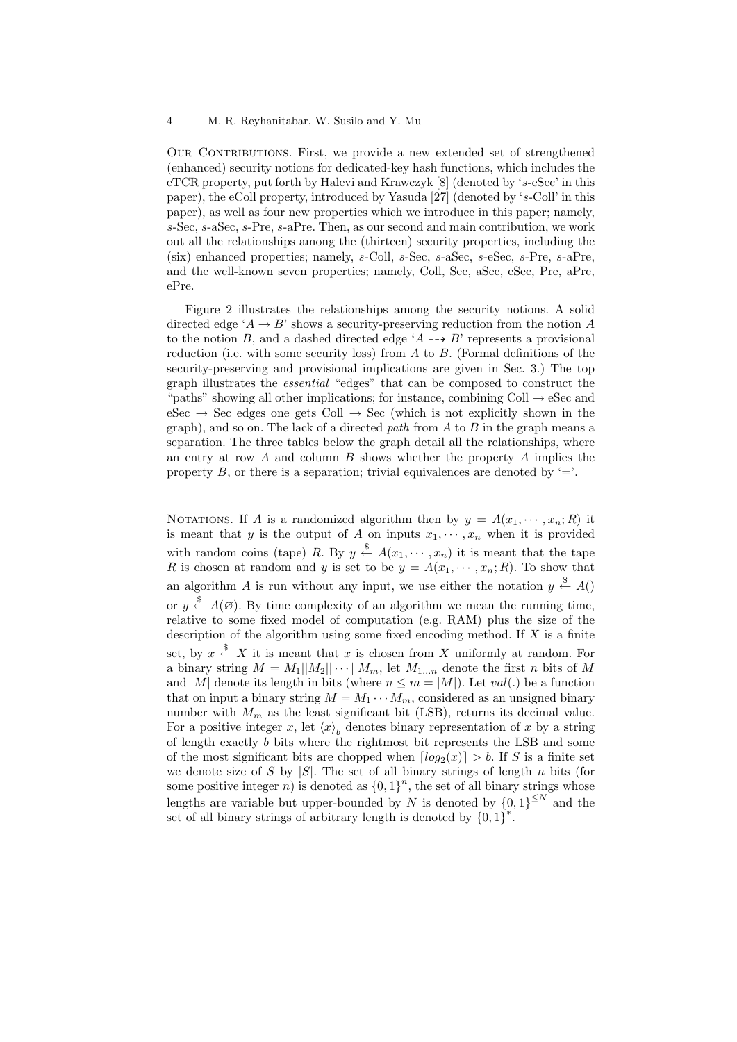**Our Contributions.** First, we provide a new extended set of strengthened (enhanced) security notions for dedicated-key hash functions, which includes the eTCR property, put forth by Halevi and Krawczyk [8] (denoted by '$s$-eSec' in this paper), the eColl property, introduced by Yasuda [27] (denoted by '$s$-Coll' in this paper), as well as four new properties which we introduce in this paper; namely, $s$-Sec, $s$-aSec, $s$-Pre, $s$-aPre. Then, as our second and main contribution, we work out all the relationships among the (thirteen) security properties, including the (six) enhanced properties; namely, $s$-Coll, $s$-Sec, $s$-aSec, $s$-eSec, $s$-Pre, $s$-aPre, and the well-known seven properties; namely, Coll, Sec, aSec, eSec, Pre, aPre, ePre.

Figure 2 illustrates the relationships among the security notions. A solid directed edge '$A \rightarrow B$' shows a security-preserving reduction from the notion $A$ to the notion $B$, and a dashed directed edge '$A \dashrightarrow B$' represents a provisional reduction (i.e. with some security loss) from $A$ to $B$. (Formal definitions of the security-preserving and provisional implications are given in Sec. 3.) The top graph illustrates the *essential* "edges" that can be composed to construct the "paths" showing all other implications; for instance, combining Coll $\rightarrow$ eSec and eSec $\rightarrow$ Sec edges one gets Coll $\rightarrow$ Sec (which is not explicitly shown in the graph), and so on. The lack of a directed *path* from $A$ to $B$ in the graph means a separation. The three tables below the graph detail all the relationships, where an entry at row $A$ and column $B$ shows whether the property $A$ implies the property $B$, or there is a separation; trivial equivalences are denoted by '='.

**Notations.** If $A$ is a randomized algorithm then by $y = A(x_1, \cdots, x_n; R)$ it is meant that $y$ is the output of $A$ on inputs $x_1, \cdots, x_n$ when it is provided with random coins (tape) $R$. By $y \xleftarrow{\$} A(x_1, \cdots, x_n)$ it is meant that the tape $R$ is chosen at random and $y$ is set to be $y = A(x_1, \cdots, x_n; R)$. To show that an algorithm $A$ is run without any input, we use either the notation $y \xleftarrow{\$} A()$ or $y \xleftarrow{\$} A(\varnothing)$. By time complexity of an algorithm we mean the running time, relative to some fixed model of computation (e.g. RAM) plus the size of the description of the algorithm using some fixed encoding method. If $X$ is a finite set, by $x \xleftarrow{\$} X$ it is meant that $x$ is chosen from $X$ uniformly at random. For a binary string $M = M_1||M_2||\cdots||M_m$, let $M_{1\ldots n}$ denote the first $n$ bits of $M$ and $|M|$ denote its length in bits (where $n \leq m = |M|$). Let $val(.)$ be a function that on input a binary string $M = M_1 \cdots M_m$, considered as an unsigned binary number with $M_m$ as the least significant bit (LSB), returns its decimal value. For a positive integer $x$, let $\langle x \rangle_b$ denotes binary representation of $x$ by a string of length exactly $b$ bits where the rightmost bit represents the LSB and some of the most significant bits are chopped when $\lceil log_2(x) \rceil > b$. If $S$ is a finite set we denote size of $S$ by $|S|$. The set of all binary strings of length $n$ bits (for some positive integer $n$) is denoted as $\{0,1\}^n$, the set of all binary strings whose lengths are variable but upper-bounded by $N$ is denoted by $\{0,1\}^{\leq N}$ and the set of all binary strings of arbitrary length is denoted by $\{0,1\}^*$.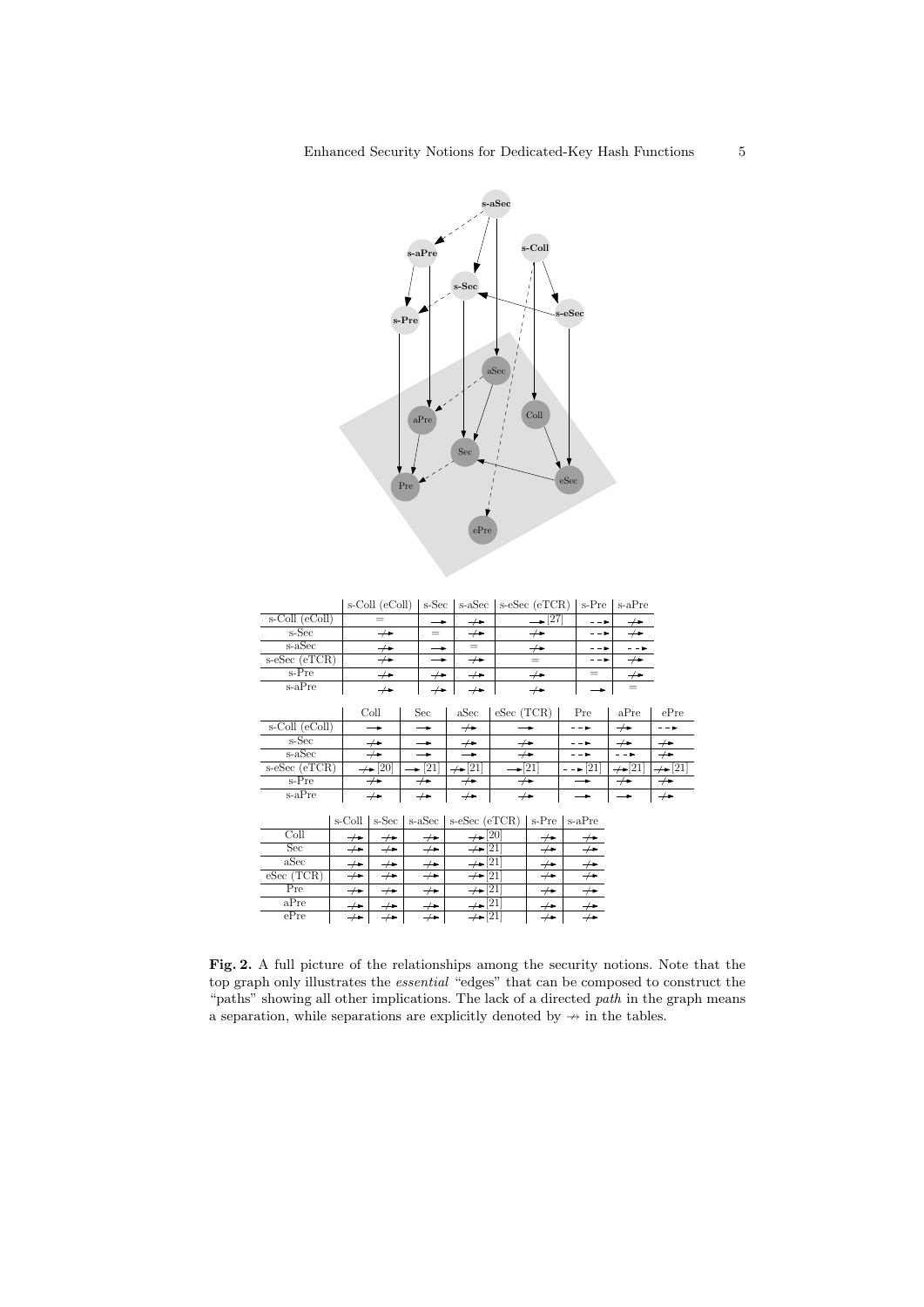| | s-Coll (eColl) | s-Sec | s-aSec | s-eSec (eTCR) | s-Pre | s-aPre |
|---|---|---|---|---|---|---|
| s-Coll (eColl) | = | → | ↛ | → [27] | - - → | ↛ |
| s-Sec | ↛ | = | ↛ | ↛ | - - → | ↛ |
| s-aSec | ↛ | → | = | ↛ | - - → | - - → |
| s-eSec (eTCR) | ↛ | → | ↛ | = | - - → | ↛ |
| s-Pre | ↛ | ↛ | ↛ | ↛ | = | ↛ |
| s-aPre | ↛ | ↛ | ↛ | ↛ | → | = |

| | Coll | Sec | aSec | eSec (TCR) | Pre | aPre | ePre |
|---|---|---|---|---|---|---|---|
| s-Coll (eColl) | → | → | ↛ | → | - - → | ↛ | - - → |
| s-Sec | ↛ | → | ↛ | ↛ | - - → | ↛ | ↛ |
| s-aSec | ↛ | → | → | ↛ | - - → | - - → | ↛ |
| s-eSec (eTCR) | ↛ [20] | → [21] | ↛ [21] | → [21] | - - → [21] | ↛ [21] | ↛ [21] |
| s-Pre | ↛ | ↛ | ↛ | ↛ | → | ↛ | ↛ |
| s-aPre | ↛ | ↛ | ↛ | ↛ | → | → | ↛ |

| | s-Coll | s-Sec | s-aSec | s-eSec (eTCR) | s-Pre | s-aPre |
|---|---|---|---|---|---|---|
| Coll | ↛ | ↛ | ↛ | ↛ [20] | ↛ | ↛ |
| Sec | ↛ | ↛ | ↛ | ↛ [21] | ↛ | ↛ |
| aSec | ↛ | ↛ | ↛ | ↛ [21] | ↛ | ↛ |
| eSec (TCR) | ↛ | ↛ | ↛ | ↛ [21] | ↛ | ↛ |
| Pre | ↛ | ↛ | ↛ | ↛ [21] | ↛ | ↛ |
| aPre | ↛ | ↛ | ↛ | ↛ [21] | ↛ | ↛ |
| ePre | ↛ | ↛ | ↛ | ↛ [21] | ↛ | ↛ |

**Fig. 2.** A full picture of the relationships among the security notions. Note that the top graph only illustrates the *essential* "edges" that can be composed to construct the "paths" showing all other implications. The lack of a directed *path* in the graph means a separation, while separations are explicitly denoted by $\nrightarrow$ in the tables.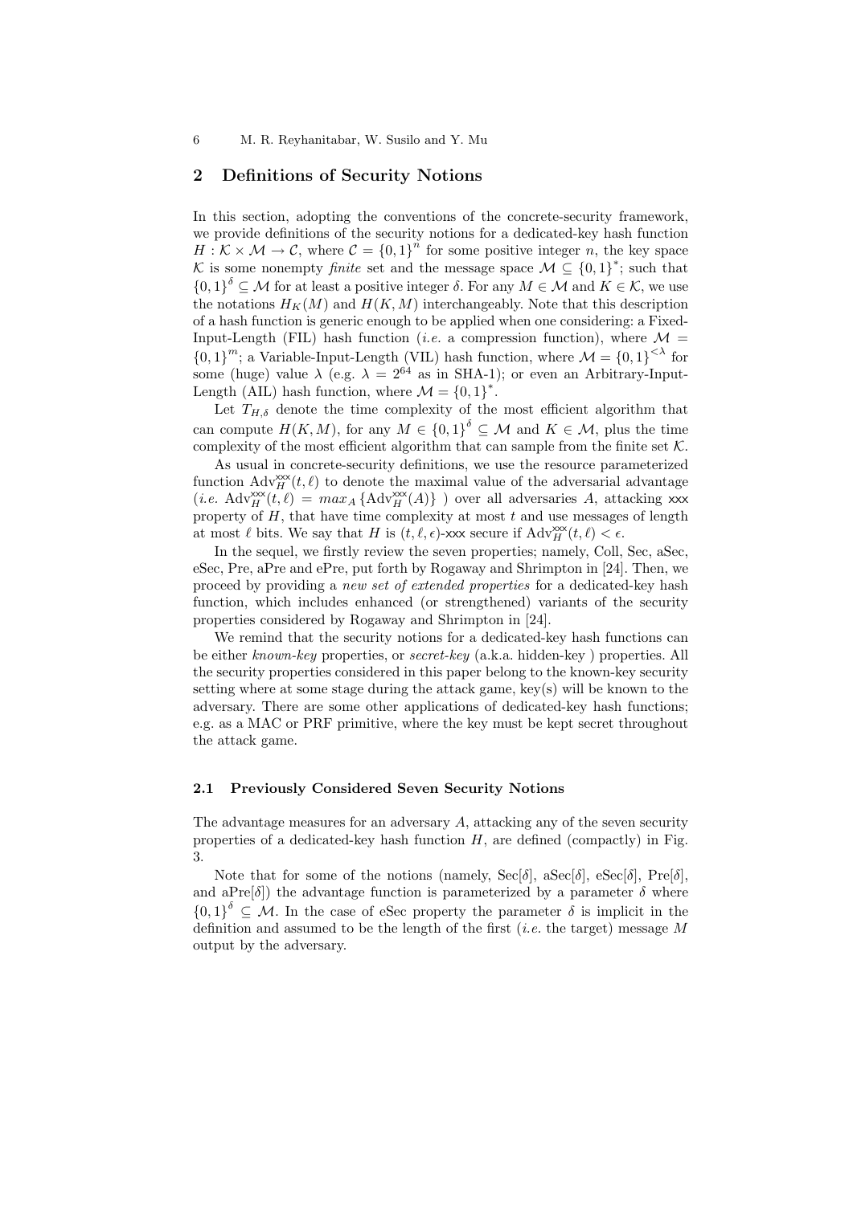## 2 Definitions of Security Notions

In this section, adopting the conventions of the concrete-security framework, we provide definitions of the security notions for a dedicated-key hash function $H : \mathcal{K} \times \mathcal{M} \rightarrow \mathcal{C}$, where $\mathcal{C} = \{0,1\}^n$ for some positive integer $n$, the key space $\mathcal{K}$ is some nonempty *finite* set and the message space $\mathcal{M} \subseteq \{0,1\}^*$; such that $\{0,1\}^\delta \subseteq \mathcal{M}$ for at least a positive integer $\delta$. For any $M \in \mathcal{M}$ and $K \in \mathcal{K}$, we use the notations $H_K(M)$ and $H(K, M)$ interchangeably. Note that this description of a hash function is generic enough to be applied when one considering: a Fixed-Input-Length (FIL) hash function (*i.e.* a compression function), where $\mathcal{M} = \{0,1\}^m$; a Variable-Input-Length (VIL) hash function, where $\mathcal{M} = \{0,1\}^{<\lambda}$ for some (huge) value $\lambda$ (e.g. $\lambda = 2^{64}$ as in SHA-1); or even an Arbitrary-Input-Length (AIL) hash function, where $\mathcal{M} = \{0,1\}^*$.

Let $T_{H,\delta}$ denote the time complexity of the most efficient algorithm that can compute $H(K, M)$, for any $M \in \{0,1\}^\delta \subseteq \mathcal{M}$ and $K \in \mathcal{M}$, plus the time complexity of the most efficient algorithm that can sample from the finite set $\mathcal{K}$.

As usual in concrete-security definitions, we use the resource parameterized function $\mathrm{Adv}_H^{\mathsf{xxx}}(t, \ell)$ to denote the maximal value of the adversarial advantage (*i.e.* $\mathrm{Adv}_H^{\mathsf{xxx}}(t, \ell) = max_A \{\mathrm{Adv}_H^{\mathsf{xxx}}(A)\}$ ) over all adversaries $A$, attacking $\mathsf{xxx}$ property of $H$, that have time complexity at most $t$ and use messages of length at most $\ell$ bits. We say that $H$ is $(t, \ell, \epsilon)$-$\mathsf{xxx}$ secure if $\mathrm{Adv}_H^{\mathsf{xxx}}(t, \ell) < \epsilon$.

In the sequel, we firstly review the seven properties; namely, Coll, Sec, aSec, eSec, Pre, aPre and ePre, put forth by Rogaway and Shrimpton in [24]. Then, we proceed by providing a *new set of extended properties* for a dedicated-key hash function, which includes enhanced (or strengthened) variants of the security properties considered by Rogaway and Shrimpton in [24].

We remind that the security notions for a dedicated-key hash functions can be either *known-key* properties, or *secret-key* (a.k.a. hidden-key ) properties. All the security properties considered in this paper belong to the known-key security setting where at some stage during the attack game, key(s) will be known to the adversary. There are some other applications of dedicated-key hash functions; e.g. as a MAC or PRF primitive, where the key must be kept secret throughout the attack game.

### 2.1 Previously Considered Seven Security Notions

The advantage measures for an adversary $A$, attacking any of the seven security properties of a dedicated-key hash function $H$, are defined (compactly) in Fig. 3.

Note that for some of the notions (namely, Sec[$\delta$], aSec[$\delta$], eSec[$\delta$], Pre[$\delta$], and aPre[$\delta$]) the advantage function is parameterized by a parameter $\delta$ where $\{0,1\}^\delta \subseteq \mathcal{M}$. In the case of eSec property the parameter $\delta$ is implicit in the definition and assumed to be the length of the first (*i.e.* the target) message $M$ output by the adversary.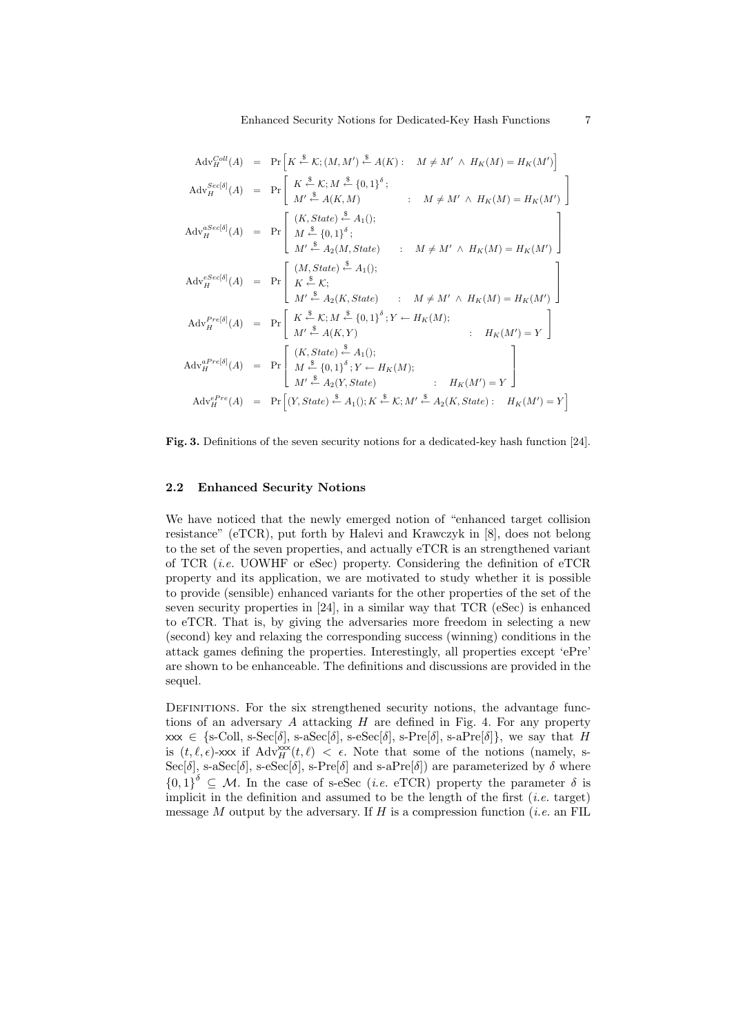$$\mathrm{Adv}_H^{Coll}(A) = \Pr\left[K \xleftarrow{\$} \mathcal{K}; (M, M') \xleftarrow{\$} A(K): \quad M \neq M' \wedge H_K(M) = H_K(M')\right]$$

$$\mathrm{Adv}_H^{Sec[\delta]}(A) = \Pr\left[\begin{array}{l} K \xleftarrow{\$} \mathcal{K}; M \xleftarrow{\$} \{0,1\}^{\delta}; \\ M' \xleftarrow{\$} A(K, M) \qquad : \quad M \neq M' \wedge H_K(M) = H_K(M') \end{array}\right]$$

$$\mathrm{Adv}_H^{aSec[\delta]}(A) = \Pr\left[\begin{array}{l} (K, State) \xleftarrow{\$} A_1(); \\ M \xleftarrow{\$} \{0,1\}^{\delta}; \\ M' \xleftarrow{\$} A_2(M, State) \quad : \quad M \neq M' \wedge H_K(M) = H_K(M') \end{array}\right]$$

$$\mathrm{Adv}_H^{eSec[\delta]}(A) = \Pr\left[\begin{array}{l} (M, State) \xleftarrow{\$} A_1(); \\ K \xleftarrow{\$} \mathcal{K}; \\ M' \xleftarrow{\$} A_2(K, State) \quad : \quad M \neq M' \wedge H_K(M) = H_K(M') \end{array}\right]$$

$$\mathrm{Adv}_H^{Pre[\delta]}(A) = \Pr\left[\begin{array}{l} K \xleftarrow{\$} \mathcal{K}; M \xleftarrow{\$} \{0,1\}^{\delta}; Y \leftarrow H_K(M); \\ M' \xleftarrow{\$} A(K, Y) \qquad : \quad H_K(M') = Y \end{array}\right]$$

$$\mathrm{Adv}_H^{aPre[\delta]}(A) = \Pr\left[\begin{array}{l} (K, State) \xleftarrow{\$} A_1(); \\ M \xleftarrow{\$} \{0,1\}^{\delta}; Y \leftarrow H_K(M); \\ M' \xleftarrow{\$} A_2(Y, State) \qquad : \quad H_K(M') = Y \end{array}\right]$$

$$\mathrm{Adv}_H^{ePre}(A) = \Pr\left[(Y, State) \xleftarrow{\$} A_1(); K \xleftarrow{\$} \mathcal{K}; M' \xleftarrow{\$} A_2(K, State): \quad H_K(M') = Y\right]$$

**Fig. 3.** Definitions of the seven security notions for a dedicated-key hash function [24].

## 2.2 Enhanced Security Notions

We have noticed that the newly emerged notion of "enhanced target collision resistance" (eTCR), put forth by Halevi and Krawczyk in [8], does not belong to the set of the seven properties, and actually eTCR is an strengthened variant of TCR (*i.e.* UOWHF or eSec) property. Considering the definition of eTCR property and its application, we are motivated to study whether it is possible to provide (sensible) enhanced variants for the other properties of the set of the seven security properties in [24], in a similar way that TCR (eSec) is enhanced to eTCR. That is, by giving the adversaries more freedom in selecting a new (second) key and relaxing the corresponding success (winning) conditions in the attack games defining the properties. Interestingly, all properties except 'ePre' are shown to be enhanceable. The definitions and discussions are provided in the sequel.

Definitions. For the six strengthened security notions, the advantage functions of an adversary $A$ attacking $H$ are defined in Fig. 4. For any property $\mathsf{xxx} \in$ {s-Coll, s-Sec[$\delta$], s-aSec[$\delta$], s-eSec[$\delta$], s-Pre[$\delta$], s-aPre[$\delta$]}, we say that $H$ is $(t, \ell, \epsilon)$-xxx if $\mathrm{Adv}_H^{\mathsf{xxx}}(t, \ell) < \epsilon$. Note that some of the notions (namely, s-Sec[$\delta$], s-aSec[$\delta$], s-eSec[$\delta$], s-Pre[$\delta$] and s-aPre[$\delta$]) are parameterized by $\delta$ where $\{0,1\}^{\delta} \subseteq \mathcal{M}$. In the case of s-eSec (*i.e.* eTCR) property the parameter $\delta$ is implicit in the definition and assumed to be the length of the first (*i.e.* target) message $M$ output by the adversary. If $H$ is a compression function (*i.e.* an FIL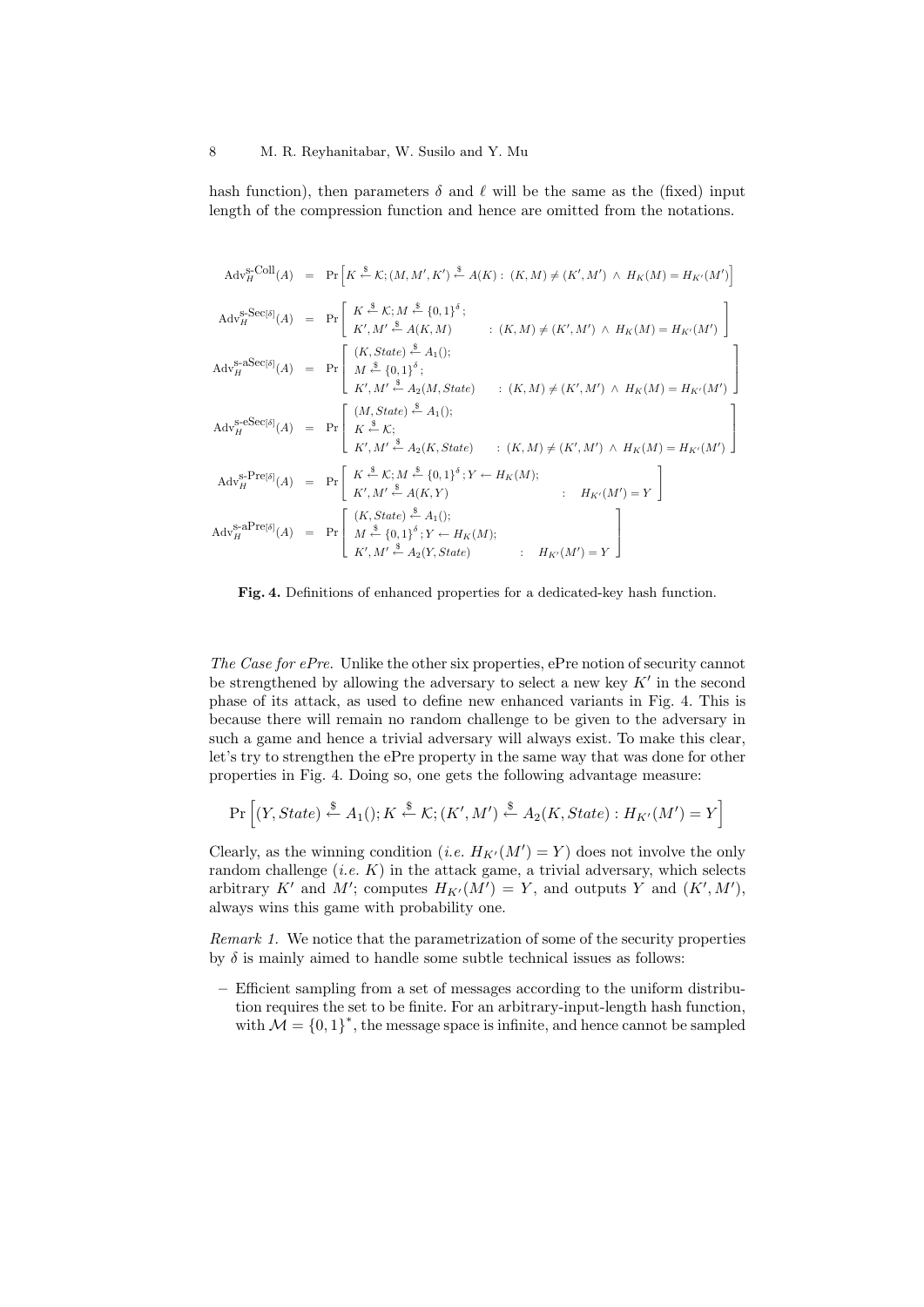hash function), then parameters $\delta$ and $\ell$ will be the same as the (fixed) input length of the compression function and hence are omitted from the notations.

$$\mathrm{Adv}_H^{\text{s-Coll}}(A) = \Pr\left[K \stackrel{\$}{\leftarrow} \mathcal{K}; (M, M', K') \stackrel{\$}{\leftarrow} A(K) : (K, M) \neq (K', M') \wedge H_K(M) = H_{K'}(M')\right]$$

$$\mathrm{Adv}_H^{\text{s-Sec}[\delta]}(A) = \Pr\left[\begin{array}{l} K \stackrel{\$}{\leftarrow} \mathcal{K}; M \stackrel{\$}{\leftarrow} \{0,1\}^{\delta}; \\ K', M' \stackrel{\$}{\leftarrow} A(K, M) \end{array} : (K, M) \neq (K', M') \wedge H_K(M) = H_{K'}(M')\right]$$

$$\mathrm{Adv}_H^{\text{s-aSec}[\delta]}(A) = \Pr\left[\begin{array}{l} (K, State) \stackrel{\$}{\leftarrow} A_1(); \\ M \stackrel{\$}{\leftarrow} \{0,1\}^{\delta}; \\ K', M' \stackrel{\$}{\leftarrow} A_2(M, State) \end{array} : (K, M) \neq (K', M') \wedge H_K(M) = H_{K'}(M')\right]$$

$$\mathrm{Adv}_H^{\text{s-eSec}[\delta]}(A) = \Pr\left[\begin{array}{l} (M, State) \stackrel{\$}{\leftarrow} A_1(); \\ K \stackrel{\$}{\leftarrow} \mathcal{K}; \\ K', M' \stackrel{\$}{\leftarrow} A_2(K, State) \end{array} : (K, M) \neq (K', M') \wedge H_K(M) = H_{K'}(M')\right]$$

$$\mathrm{Adv}_H^{\text{s-Pre}[\delta]}(A) = \Pr\left[\begin{array}{l} K \stackrel{\$}{\leftarrow} \mathcal{K}; M \stackrel{\$}{\leftarrow} \{0,1\}^{\delta}; Y \leftarrow H_K(M); \\ K', M' \stackrel{\$}{\leftarrow} A(K, Y) \end{array} : H_{K'}(M') = Y\right]$$

$$\mathrm{Adv}_H^{\text{s-aPre}[\delta]}(A) = \Pr\left[\begin{array}{l} (K, State) \stackrel{\$}{\leftarrow} A_1(); \\ M \stackrel{\$}{\leftarrow} \{0,1\}^{\delta}; Y \leftarrow H_K(M); \\ K', M' \stackrel{\$}{\leftarrow} A_2(Y, State) \end{array} : H_{K'}(M') = Y\right]$$

**Fig. 4.** Definitions of enhanced properties for a dedicated-key hash function.

*The Case for ePre.* Unlike the other six properties, ePre notion of security cannot be strengthened by allowing the adversary to select a new key $K'$ in the second phase of its attack, as used to define new enhanced variants in Fig. 4. This is because there will remain no random challenge to be given to the adversary in such a game and hence a trivial adversary will always exist. To make this clear, let's try to strengthen the ePre property in the same way that was done for other properties in Fig. 4. Doing so, one gets the following advantage measure:

$$\Pr\left[(Y, State) \stackrel{\$}{\leftarrow} A_1(); K \stackrel{\$}{\leftarrow} \mathcal{K}; (K', M') \stackrel{\$}{\leftarrow} A_2(K, State) : H_{K'}(M') = Y\right]$$

Clearly, as the winning condition (*i.e.* $H_{K'}(M') = Y$) does not involve the only random challenge (*i.e.* $K$) in the attack game, a trivial adversary, which selects arbitrary $K'$ and $M'$; computes $H_{K'}(M') = Y$, and outputs $Y$ and $(K', M')$, always wins this game with probability one.

*Remark 1.* We notice that the parametrization of some of the security properties by $\delta$ is mainly aimed to handle some subtle technical issues as follows:

- Efficient sampling from a set of messages according to the uniform distribution requires the set to be finite. For an arbitrary-input-length hash function, with $\mathcal{M} = \{0,1\}^*$, the message space is infinite, and hence cannot be sampled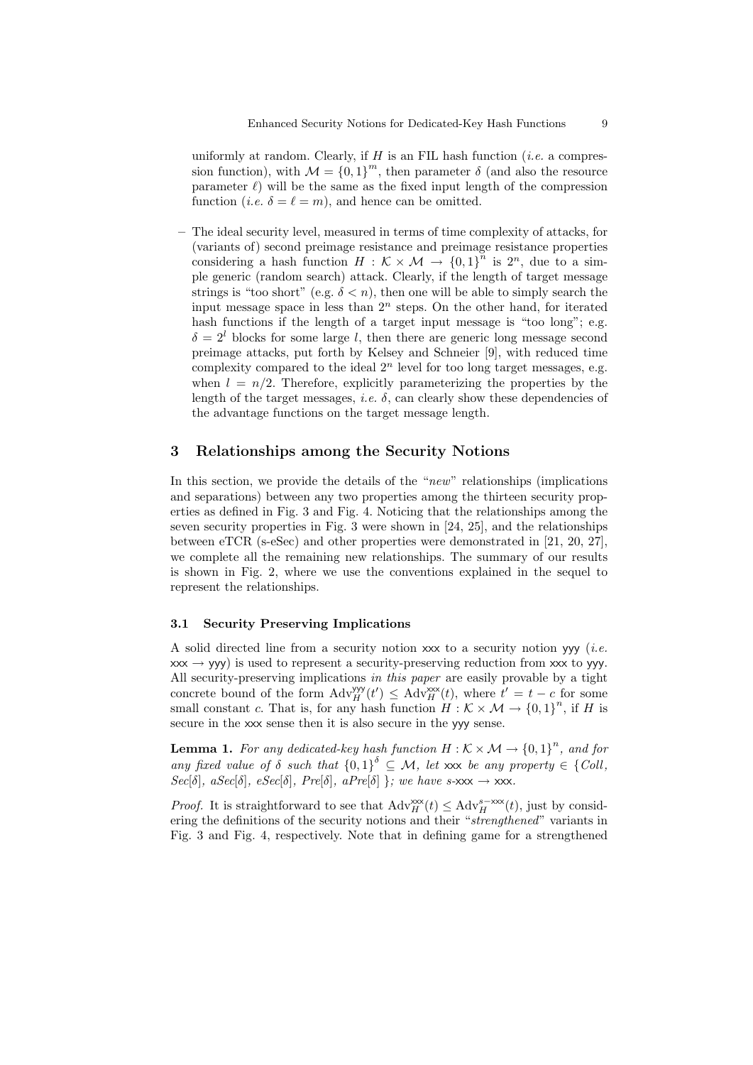uniformly at random. Clearly, if $H$ is an FIL hash function (*i.e.* a compression function), with $\mathcal{M} = \{0,1\}^m$, then parameter $\delta$ (and also the resource parameter $\ell$) will be the same as the fixed input length of the compression function (*i.e.* $\delta = \ell = m$), and hence can be omitted.

– The ideal security level, measured in terms of time complexity of attacks, for (variants of) second preimage resistance and preimage resistance properties considering a hash function $H : \mathcal{K} \times \mathcal{M} \rightarrow \{0,1\}^n$ is $2^n$, due to a simple generic (random search) attack. Clearly, if the length of target message strings is "too short" (e.g. $\delta < n$), then one will be able to simply search the input message space in less than $2^n$ steps. On the other hand, for iterated hash functions if the length of a target input message is "too long"; e.g. $\delta = 2^l$ blocks for some large $l$, then there are generic long message second preimage attacks, put forth by Kelsey and Schneier [9], with reduced time complexity compared to the ideal $2^n$ level for too long target messages, e.g. when $l = n/2$. Therefore, explicitly parameterizing the properties by the length of the target messages, *i.e.* $\delta$, can clearly show these dependencies of the advantage functions on the target message length.

## 3 Relationships among the Security Notions

In this section, we provide the details of the "*new*" relationships (implications and separations) between any two properties among the thirteen security properties as defined in Fig. 3 and Fig. 4. Noticing that the relationships among the seven security properties in Fig. 3 were shown in [24, 25], and the relationships between eTCR (s-eSec) and other properties were demonstrated in [21, 20, 27], we complete all the remaining new relationships. The summary of our results is shown in Fig. 2, where we use the conventions explained in the sequel to represent the relationships.

### 3.1 Security Preserving Implications

A solid directed line from a security notion xxx to a security notion yyy (*i.e.* xxx $\rightarrow$ yyy) is used to represent a security-preserving reduction from xxx to yyy. All security-preserving implications *in this paper* are easily provable by a tight concrete bound of the form $\mathrm{Adv}_H^{\mathsf{yyy}}(t') \leq \mathrm{Adv}_H^{\mathsf{xxx}}(t)$, where $t' = t - c$ for some small constant $c$. That is, for any hash function $H : \mathcal{K} \times \mathcal{M} \rightarrow \{0,1\}^n$, if $H$ is secure in the xxx sense then it is also secure in the yyy sense.

**Lemma 1.** *For any dedicated-key hash function $H : \mathcal{K} \times \mathcal{M} \rightarrow \{0,1\}^n$, and for any fixed value of $\delta$ such that $\{0,1\}^\delta \subseteq \mathcal{M}$, let* xxx *be any property $\in$ {Coll, Sec[$\delta$], aSec[$\delta$], eSec[$\delta$], Pre[$\delta$], aPre[$\delta$] }; we have s-*xxx $\rightarrow$ xxx.

*Proof.* It is straightforward to see that $\mathrm{Adv}_H^{\mathsf{xxx}}(t) \leq \mathrm{Adv}_H^{s-\mathsf{xxx}}(t)$, just by considering the definitions of the security notions and their "*strengthened*" variants in Fig. 3 and Fig. 4, respectively. Note that in defining game for a strengthened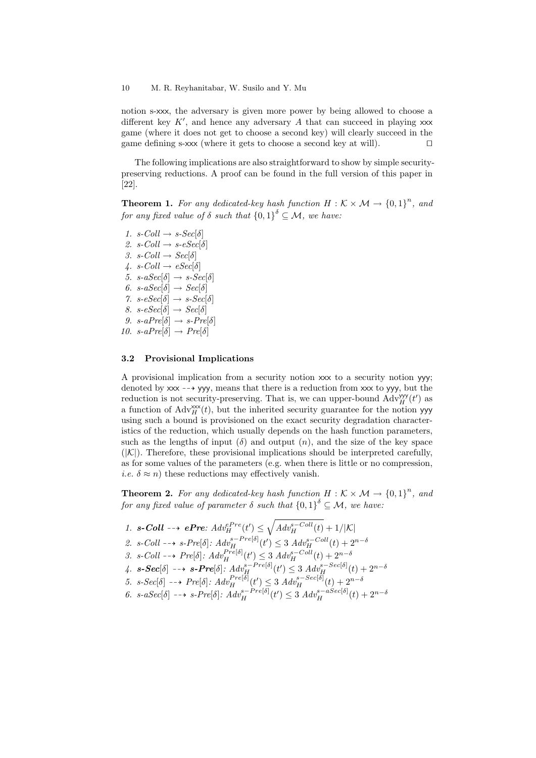notion s-xxx, the adversary is given more power by being allowed to choose a different key $K'$, and hence any adversary $A$ that can succeed in playing xxx game (where it does not get to choose a second key) will clearly succeed in the game defining s-xxx (where it gets to choose a second key at will). $\square$

The following implications are also straightforward to show by simple security-preserving reductions. A proof can be found in the full version of this paper in [22].

**Theorem 1.** *For any dedicated-key hash function $H : \mathcal{K} \times \mathcal{M} \rightarrow \{0,1\}^n$, and for any fixed value of $\delta$ such that $\{0,1\}^\delta \subseteq \mathcal{M}$, we have:*

1. *s-Coll* $\rightarrow$ *s-Sec*$[\delta]$
2. *s-Coll* $\rightarrow$ *s-eSec*$[\delta]$
3. *s-Coll* $\rightarrow$ *Sec*$[\delta]$
4. *s-Coll* $\rightarrow$ *eSec*$[\delta]$
5. *s-aSec*$[\delta]$ $\rightarrow$ *s-Sec*$[\delta]$
6. *s-aSec*$[\delta]$ $\rightarrow$ *Sec*$[\delta]$
7. *s-eSec*$[\delta]$ $\rightarrow$ *s-Sec*$[\delta]$
8. *s-eSec*$[\delta]$ $\rightarrow$ *Sec*$[\delta]$
9. *s-aPre*$[\delta]$ $\rightarrow$ *s-Pre*$[\delta]$
10. *s-aPre*$[\delta]$ $\rightarrow$ *Pre*$[\delta]$

### 3.2 Provisional Implications

A provisional implication from a security notion xxx to a security notion yyy; denoted by xxx $\dashrightarrow$ yyy, means that there is a reduction from xxx to yyy, but the reduction is not security-preserving. That is, we can upper-bound $\mathrm{Adv}_H^{\mathsf{yyy}}(t')$ as a function of $\mathrm{Adv}_H^{\mathsf{xxx}}(t)$, but the inherited security guarantee for the notion yyy using such a bound is provisioned on the exact security degradation characteristics of the reduction, which usually depends on the hash function parameters, such as the lengths of input ($\delta$) and output ($n$), and the size of the key space ($|\mathcal{K}|$). Therefore, these provisional implications should be interpreted carefully, as for some values of the parameters (e.g. when there is little or no compression, *i.e.* $\delta \approx n$) these reductions may effectively vanish.

**Theorem 2.** *For any dedicated-key hash function $H : \mathcal{K} \times \mathcal{M} \rightarrow \{0,1\}^n$, and for any fixed value of parameter $\delta$ such that $\{0,1\}^\delta \subseteq \mathcal{M}$, we have:*

1. ***s-Coll*** $\dashrightarrow$ ***ePre***: $Adv_H^{ePre}(t') \leq \sqrt{Adv_H^{s-Coll}(t)} + 1/|\mathcal{K}|$
2. *s-Coll* $\dashrightarrow$ *s-Pre*$[\delta]$: $Adv_H^{s-Pre[\delta]}(t') \leq 3\ Adv_H^{s-Coll}(t) + 2^{n-\delta}$
3. *s-Coll* $\dashrightarrow$ *Pre*$[\delta]$: $Adv_H^{Pre[\delta]}(t') \leq 3\ Adv_H^{s-Coll}(t) + 2^{n-\delta}$
4. ***s-Sec***$[\delta]$ $\dashrightarrow$ ***s-Pre***$[\delta]$: $Adv_H^{s-Pre[\delta]}(t') \leq 3\ Adv_H^{s-Sec[\delta]}(t) + 2^{n-\delta}$
5. *s-Sec*$[\delta]$ $\dashrightarrow$ *Pre*$[\delta]$: $Adv_H^{Pre[\delta]}(t') \leq 3\ Adv_H^{s-Sec[\delta]}(t) + 2^{n-\delta}$
6. *s-aSec*$[\delta]$ $\dashrightarrow$ *s-Pre*$[\delta]$: $Adv_H^{s-Pre[\delta]}(t') \leq 3\ Adv_H^{s-aSec[\delta]}(t) + 2^{n-\delta}$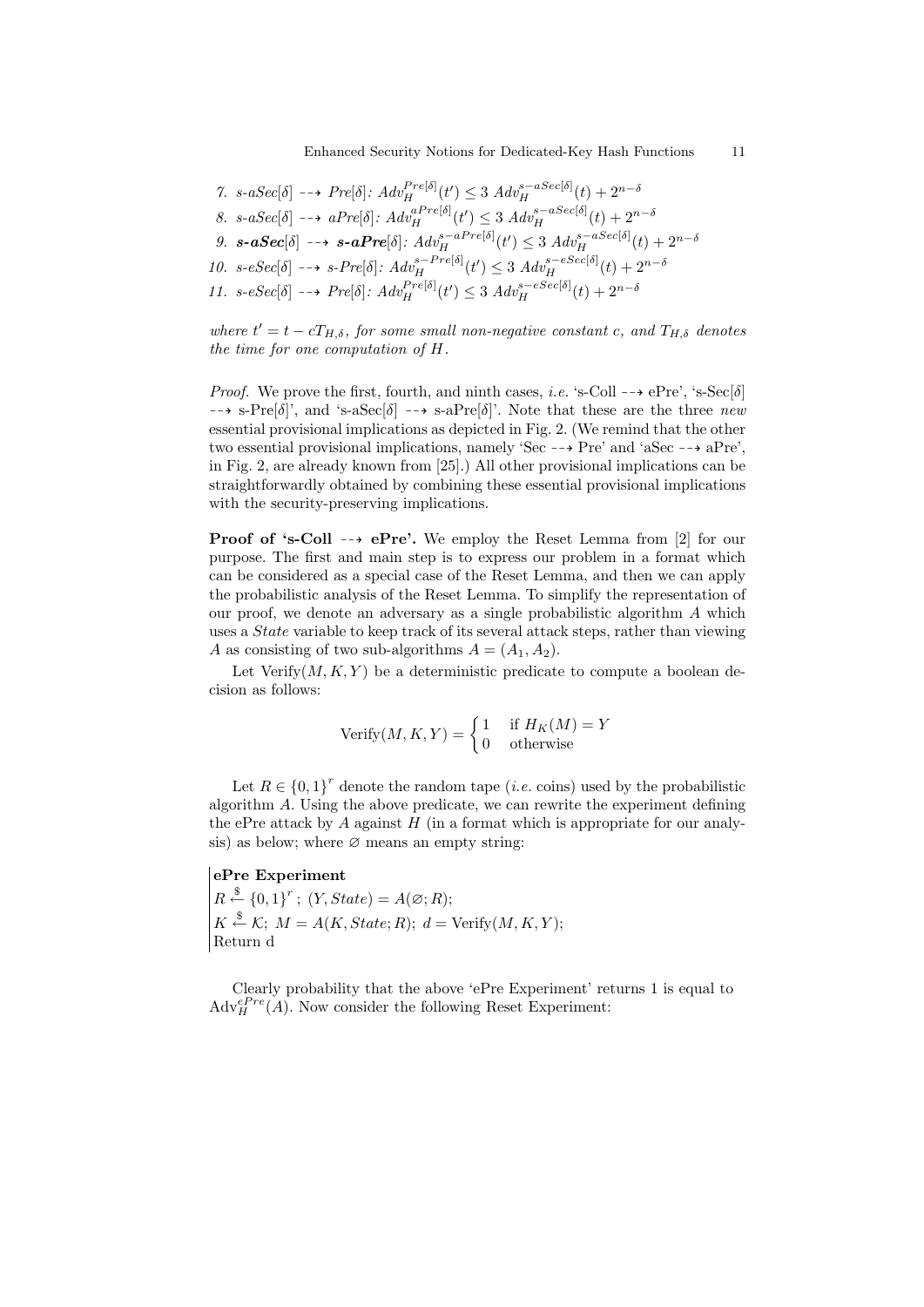7. s-aSec[$\delta$] $\dashrightarrow$ Pre[$\delta$]: $Adv_H^{Pre[\delta]}(t') \leq 3\ Adv_H^{s-aSec[\delta]}(t) + 2^{n-\delta}$
8. s-aSec[$\delta$] $\dashrightarrow$ aPre[$\delta$]: $Adv_H^{aPre[\delta]}(t') \leq 3\ Adv_H^{s-aSec[\delta]}(t) + 2^{n-\delta}$
9. **s-aSec**[$\delta$] $\dashrightarrow$ **s-aPre**[$\delta$]: $Adv_H^{s-aPre[\delta]}(t') \leq 3\ Adv_H^{s-aSec[\delta]}(t) + 2^{n-\delta}$
10. s-eSec[$\delta$] $\dashrightarrow$ s-Pre[$\delta$]: $Adv_H^{s-Pre[\delta]}(t') \leq 3\ Adv_H^{s-eSec[\delta]}(t) + 2^{n-\delta}$
11. s-eSec[$\delta$] $\dashrightarrow$ Pre[$\delta$]: $Adv_H^{Pre[\delta]}(t') \leq 3\ Adv_H^{s-eSec[\delta]}(t) + 2^{n-\delta}$

*where $t' = t - cT_{H,\delta}$, for some small non-negative constant $c$, and $T_{H,\delta}$ denotes the time for one computation of $H$.*

*Proof.* We prove the first, fourth, and ninth cases, *i.e.* 's-Coll $\dashrightarrow$ ePre', 's-Sec[$\delta$] $\dashrightarrow$ s-Pre[$\delta$]', and 's-aSec[$\delta$] $\dashrightarrow$ s-aPre[$\delta$]'. Note that these are the three *new* essential provisional implications as depicted in Fig. 2. (We remind that the other two essential provisional implications, namely 'Sec $\dashrightarrow$ Pre' and 'aSec $\dashrightarrow$ aPre', in Fig. 2, are already known from [25].) All other provisional implications can be straightforwardly obtained by combining these essential provisional implications with the security-preserving implications.

**Proof of 's-Coll $\dashrightarrow$ ePre'.** We employ the Reset Lemma from [2] for our purpose. The first and main step is to express our problem in a format which can be considered as a special case of the Reset Lemma, and then we can apply the probabilistic analysis of the Reset Lemma. To simplify the representation of our proof, we denote an adversary as a single probabilistic algorithm $A$ which uses a *State* variable to keep track of its several attack steps, rather than viewing $A$ as consisting of two sub-algorithms $A = (A_1, A_2)$.

Let Verify$(M, K, Y)$ be a deterministic predicate to compute a boolean decision as follows:

$$\text{Verify}(M, K, Y) = \begin{cases} 1 & \text{if } H_K(M) = Y \\ 0 & \text{otherwise} \end{cases}$$

Let $R \in \{0,1\}^r$ denote the random tape (*i.e.* coins) used by the probabilistic algorithm $A$. Using the above predicate, we can rewrite the experiment defining the ePre attack by $A$ against $H$ (in a format which is appropriate for our analysis) as below; where $\varnothing$ means an empty string:

**ePre Experiment**
$R \xleftarrow{\$} \{0,1\}^r$; $(Y, State) = A(\varnothing; R)$;
$K \xleftarrow{\$} \mathcal{K}$; $M = A(K, State; R)$; $d = \text{Verify}(M, K, Y)$;
Return d

Clearly probability that the above 'ePre Experiment' returns 1 is equal to $\text{Adv}_H^{ePre}(A)$. Now consider the following Reset Experiment: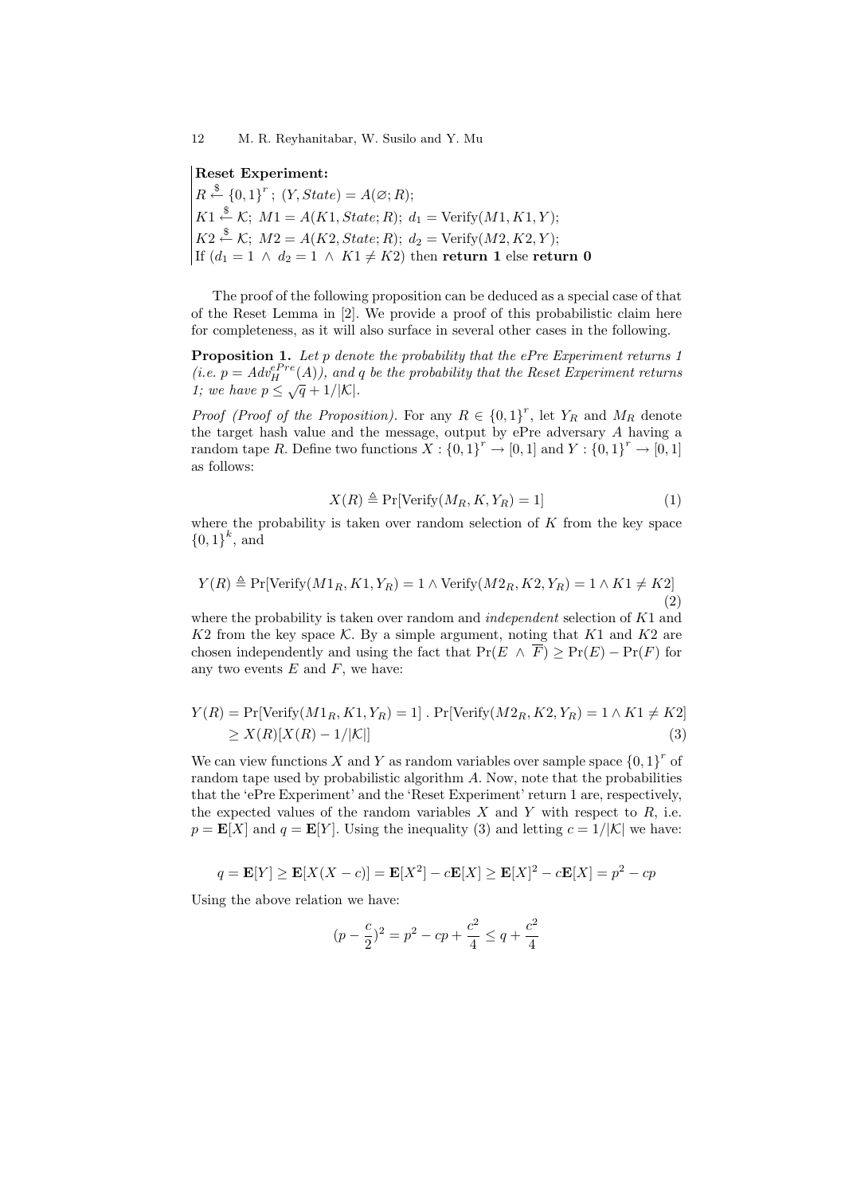**Reset Experiment:**
$R \xleftarrow{\$} \{0,1\}^r$ ; $(Y, State) = A(\varnothing; R)$;
$K1 \xleftarrow{\$} \mathcal{K}$; $M1 = A(K1, State; R)$; $d_1 = \text{Verify}(M1, K1, Y)$;
$K2 \xleftarrow{\$} \mathcal{K}$; $M2 = A(K2, State; R)$; $d_2 = \text{Verify}(M2, K2, Y)$;
If $(d_1 = 1 \wedge d_2 = 1 \wedge K1 \neq K2)$ then **return 1** else **return 0**

The proof of the following proposition can be deduced as a special case of that of the Reset Lemma in [2]. We provide a proof of this probabilistic claim here for completeness, as it will also surface in several other cases in the following.

**Proposition 1.** *Let p denote the probability that the ePre Experiment returns 1 (i.e. $p = Adv_H^{ePre}(A)$), and q be the probability that the Reset Experiment returns 1; we have $p \leq \sqrt{q} + 1/|\mathcal{K}|$.*

*Proof (Proof of the Proposition).* For any $R \in \{0,1\}^r$, let $Y_R$ and $M_R$ denote the target hash value and the message, output by ePre adversary $A$ having a random tape $R$. Define two functions $X : \{0,1\}^r \rightarrow [0,1]$ and $Y : \{0,1\}^r \rightarrow [0,1]$ as follows:

$$X(R) \triangleq \Pr[\text{Verify}(M_R, K, Y_R) = 1] \quad (1)$$

where the probability is taken over random selection of $K$ from the key space $\{0,1\}^k$, and

$$Y(R) \triangleq \Pr[\text{Verify}(M1_R, K1, Y_R) = 1 \wedge \text{Verify}(M2_R, K2, Y_R) = 1 \wedge K1 \neq K2] \quad (2)$$

where the probability is taken over random and *independent* selection of $K1$ and $K2$ from the key space $\mathcal{K}$. By a simple argument, noting that $K1$ and $K2$ are chosen independently and using the fact that $\Pr(E \wedge \overline{F}) \geq \Pr(E) - \Pr(F)$ for any two events $E$ and $F$, we have:

$$\begin{aligned} Y(R) &= \Pr[\text{Verify}(M1_R, K1, Y_R) = 1] \cdot \Pr[\text{Verify}(M2_R, K2, Y_R) = 1 \wedge K1 \neq K2] \\ &\geq X(R)[X(R) - 1/|\mathcal{K}|] \end{aligned} \quad (3)$$

We can view functions $X$ and $Y$ as random variables over sample space $\{0,1\}^r$ of random tape used by probabilistic algorithm $A$. Now, note that the probabilities that the 'ePre Experiment' and the 'Reset Experiment' return 1 are, respectively, the expected values of the random variables $X$ and $Y$ with respect to $R$, i.e. $p = \mathbf{E}[X]$ and $q = \mathbf{E}[Y]$. Using the inequality (3) and letting $c = 1/|\mathcal{K}|$ we have:

$$q = \mathbf{E}[Y] \geq \mathbf{E}[X(X - c)] = \mathbf{E}[X^2] - c\mathbf{E}[X] \geq \mathbf{E}[X]^2 - c\mathbf{E}[X] = p^2 - cp$$

Using the above relation we have:

$$(p - \frac{c}{2})^2 = p^2 - cp + \frac{c^2}{4} \leq q + \frac{c^2}{4}$$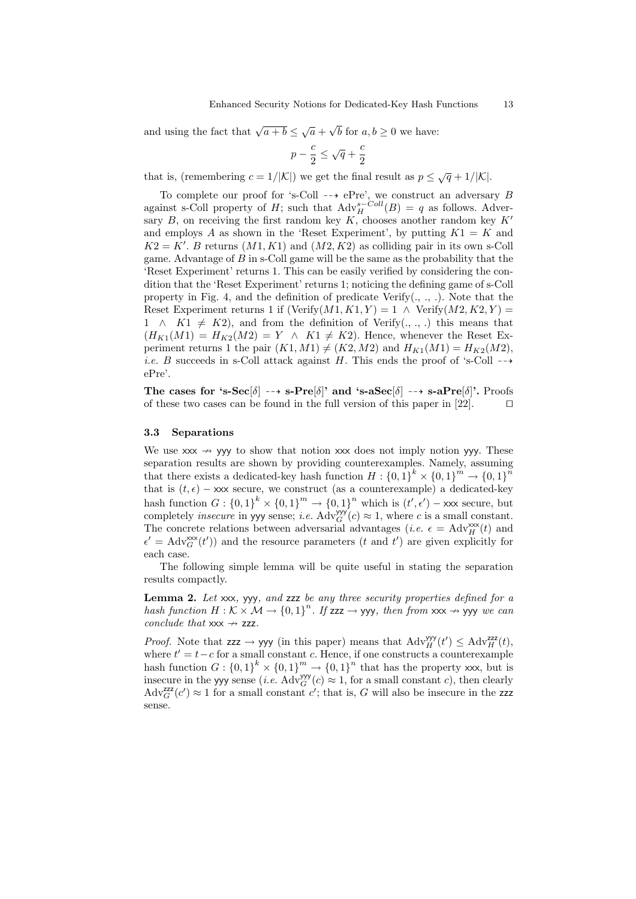and using the fact that $\sqrt{a+b} \leq \sqrt{a} + \sqrt{b}$ for $a, b \geq 0$ we have:

$$p - \frac{c}{2} \leq \sqrt{q} + \frac{c}{2}$$

that is, (remembering $c = 1/|\mathcal{K}|$) we get the final result as $p \leq \sqrt{q} + 1/|\mathcal{K}|$.

To complete our proof for 's-Coll $\dashrightarrow$ ePre', we construct an adversary $B$ against s-Coll property of $H$; such that $\mathrm{Adv}_H^{s-Coll}(B) = q$ as follows. Adversary $B$, on receiving the first random key $K$, chooses another random key $K'$ and employs $A$ as shown in the 'Reset Experiment', by putting $K1 = K$ and $K2 = K'$. $B$ returns $(M1, K1)$ and $(M2, K2)$ as colliding pair in its own s-Coll game. Advantage of $B$ in s-Coll game will be the same as the probability that the 'Reset Experiment' returns 1. This can be easily verified by considering the condition that the 'Reset Experiment' returns 1; noticing the defining game of s-Coll property in Fig. 4, and the definition of predicate Verify(., ., .). Note that the Reset Experiment returns 1 if $(\mathrm{Verify}(M1, K1, Y) = 1 \;\wedge\; \mathrm{Verify}(M2, K2, Y) = 1 \;\wedge\; K1 \neq K2)$, and from the definition of Verify(., ., .) this means that $(H_{K1}(M1) = H_{K2}(M2) = Y \;\wedge\; K1 \neq K2)$. Hence, whenever the Reset Experiment returns 1 the pair $(K1, M1) \neq (K2, M2)$ and $H_{K1}(M1) = H_{K2}(M2)$, *i.e.* $B$ succeeds in s-Coll attack against $H$. This ends the proof of 's-Coll $\dashrightarrow$ ePre'.

**The cases for 's-Sec[$\delta$] $\dashrightarrow$ s-Pre[$\delta$]' and 's-aSec[$\delta$] $\dashrightarrow$ s-aPre[$\delta$]'.** Proofs of these two cases can be found in the full version of this paper in [22]. $\square$

### 3.3 Separations

We use xxx $\nrightarrow$ yyy to show that notion xxx does not imply notion yyy. These separation results are shown by providing counterexamples. Namely, assuming that there exists a dedicated-key hash function $H : \{0,1\}^k \times \{0,1\}^m \rightarrow \{0,1\}^n$ that is $(t, \epsilon)$ − xxx secure, we construct (as a counterexample) a dedicated-key hash function $G : \{0,1\}^k \times \{0,1\}^m \rightarrow \{0,1\}^n$ which is $(t', \epsilon')$ − xxx secure, but completely *insecure* in yyy sense; *i.e.* $\mathrm{Adv}_G^{\mathsf{yyy}}(c) \approx 1$, where $c$ is a small constant. The concrete relations between adversarial advantages (*i.e.* $\epsilon = \mathrm{Adv}_H^{\mathsf{xxx}}(t)$ and $\epsilon' = \mathrm{Adv}_G^{\mathsf{xxx}}(t')$) and the resource parameters ($t$ and $t'$) are given explicitly for each case.

The following simple lemma will be quite useful in stating the separation results compactly.

**Lemma 2.** *Let* xxx*,* yyy*, and* zzz *be any three security properties defined for a hash function $H : \mathcal{K} \times \mathcal{M} \rightarrow \{0,1\}^n$. If* zzz $\rightarrow$ yyy*, then from* xxx $\nrightarrow$ yyy *we can conclude that* xxx $\nrightarrow$ zzz*.*

*Proof.* Note that zzz $\rightarrow$ yyy (in this paper) means that $\mathrm{Adv}_H^{\mathsf{yyy}}(t') \leq \mathrm{Adv}_H^{\mathsf{zzz}}(t)$, where $t' = t - c$ for a small constant $c$. Hence, if one constructs a counterexample hash function $G : \{0,1\}^k \times \{0,1\}^m \rightarrow \{0,1\}^n$ that has the property xxx, but is insecure in the yyy sense (*i.e.* $\mathrm{Adv}_G^{\mathsf{yyy}}(c) \approx 1$, for a small constant $c$), then clearly $\mathrm{Adv}_G^{\mathsf{zzz}}(c') \approx 1$ for a small constant $c'$; that is, $G$ will also be insecure in the zzz sense.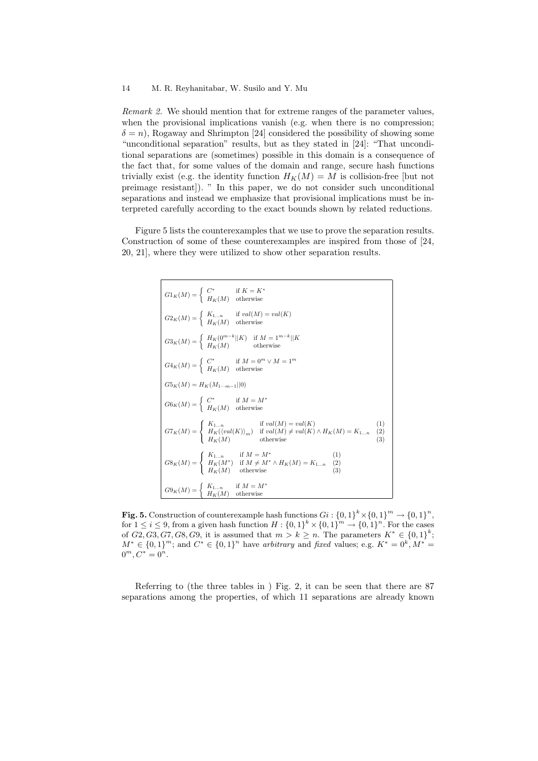*Remark 2.* We should mention that for extreme ranges of the parameter values, when the provisional implications vanish (e.g. when there is no compression; $\delta = n$), Rogaway and Shrimpton [24] considered the possibility of showing some "unconditional separation" results, but as they stated in [24]: "That unconditional separations are (sometimes) possible in this domain is a consequence of the fact that, for some values of the domain and range, secure hash functions trivially exist (e.g. the identity function $H_K(M) = M$ is collision-free [but not preimage resistant]). " In this paper, we do not consider such unconditional separations and instead we emphasize that provisional implications must be interpreted carefully according to the exact bounds shown by related reductions.

Figure 5 lists the counterexamples that we use to prove the separation results. Construction of some of these counterexamples are inspired from those of [24, 20, 21], where they were utilized to show other separation results.

$$G1_K(M) = \begin{cases} C^* & \text{if } K = K^* \\ H_K(M) & \text{otherwise} \end{cases}$$

$$G2_K(M) = \begin{cases} K_{1\ldots n} & \text{if } val(M) = val(K) \\ H_K(M) & \text{otherwise} \end{cases}$$

$$G3_K(M) = \begin{cases} H_K(0^{m-k}||K) & \text{if } M = 1^{m-k}||K \\ H_K(M) & \text{otherwise} \end{cases}$$

$$G4_K(M) = \begin{cases} C^* & \text{if } M = 0^m \vee M = 1^m \\ H_K(M) & \text{otherwise} \end{cases}$$

$$G5_K(M) = H_K(M_{1\cdots m-1}||0)$$

$$G6_K(M) = \begin{cases} C^* & \text{if } M = M^* \\ H_K(M) & \text{otherwise} \end{cases}$$

$$G7_K(M) = \begin{cases} K_{1\ldots n} & \text{if } val(M) = val(K) & (1) \\ H_K(\langle val(K)\rangle_m) & \text{if } val(M) \neq val(K) \wedge H_K(M) = K_{1\ldots n} & (2) \\ H_K(M) & \text{otherwise} & (3) \end{cases}$$

$$G8_K(M) = \begin{cases} K_{1\ldots n} & \text{if } M = M^* & (1) \\ H_K(M^*) & \text{if } M \neq M^* \wedge H_K(M) = K_{1\ldots n} & (2) \\ H_K(M) & \text{otherwise} & (3) \end{cases}$$

$$G9_K(M) = \begin{cases} K_{1\ldots n} & \text{if } M = M^* \\ H_K(M) & \text{otherwise} \end{cases}$$

**Fig. 5.** Construction of counterexample hash functions $Gi : \{0,1\}^k \times \{0,1\}^m \to \{0,1\}^n$, for $1 \leq i \leq 9$, from a given hash function $H : \{0,1\}^k \times \{0,1\}^m \to \{0,1\}^n$. For the cases of $G2, G3, G7, G8, G9$, it is assumed that $m > k \geq n$. The parameters $K^* \in \{0,1\}^k$; $M^* \in \{0,1\}^m$; and $C^* \in \{0,1\}^n$ have *arbitrary* and *fixed* values; e.g. $K^* = 0^k, M^* = 0^m, C^* = 0^n$.

Referring to (the three tables in ) Fig. 2, it can be seen that there are 87 separations among the properties, of which 11 separations are already known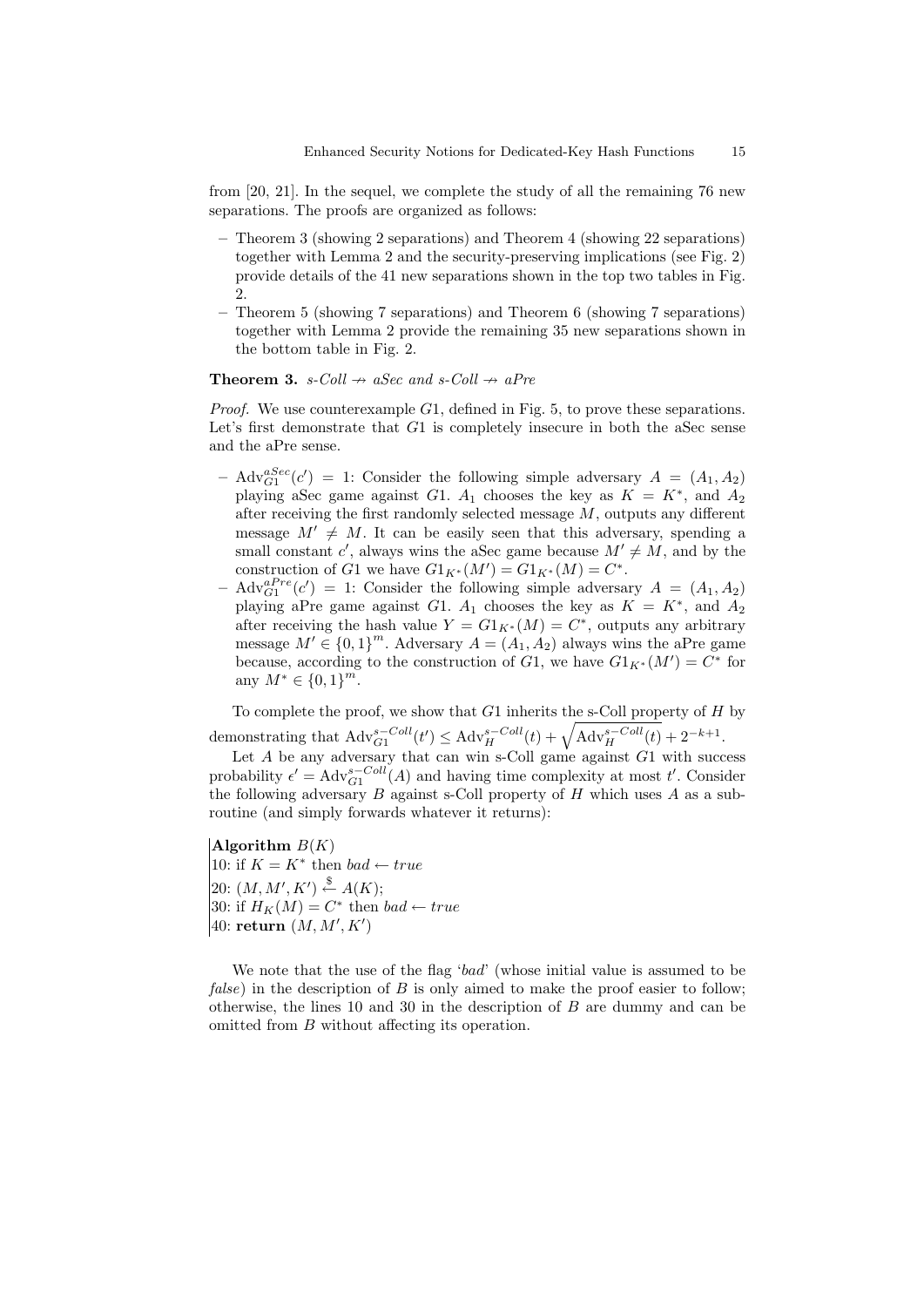from [20, 21]. In the sequel, we complete the study of all the remaining 76 new separations. The proofs are organized as follows:

- Theorem 3 (showing 2 separations) and Theorem 4 (showing 22 separations) together with Lemma 2 and the security-preserving implications (see Fig. 2) provide details of the 41 new separations shown in the top two tables in Fig. 2.
- Theorem 5 (showing 7 separations) and Theorem 6 (showing 7 separations) together with Lemma 2 provide the remaining 35 new separations shown in the bottom table in Fig. 2.

**Theorem 3.** *s-Coll $\nrightarrow$ aSec and s-Coll $\nrightarrow$ aPre*

*Proof.* We use counterexample $G1$, defined in Fig. 5, to prove these separations. Let's first demonstrate that $G1$ is completely insecure in both the aSec sense and the aPre sense.

- $\mathrm{Adv}_{G1}^{aSec}(c') = 1$: Consider the following simple adversary $A = (A_1, A_2)$ playing aSec game against $G1$. $A_1$ chooses the key as $K = K^*$, and $A_2$ after receiving the first randomly selected message $M$, outputs any different message $M' \neq M$. It can be easily seen that this adversary, spending a small constant $c'$, always wins the aSec game because $M' \neq M$, and by the construction of $G1$ we have $G1_{K^*}(M') = G1_{K^*}(M) = C^*$.
- $\mathrm{Adv}_{G1}^{aPre}(c') = 1$: Consider the following simple adversary $A = (A_1, A_2)$ playing aPre game against $G1$. $A_1$ chooses the key as $K = K^*$, and $A_2$ after receiving the hash value $Y = G1_{K^*}(M) = C^*$, outputs any arbitrary message $M' \in \{0,1\}^m$. Adversary $A = (A_1, A_2)$ always wins the aPre game because, according to the construction of $G1$, we have $G1_{K^*}(M') = C^*$ for any $M^* \in \{0,1\}^m$.

To complete the proof, we show that $G1$ inherits the s-Coll property of $H$ by demonstrating that $\mathrm{Adv}_{G1}^{s-Coll}(t') \leq \mathrm{Adv}_{H}^{s-Coll}(t) + \sqrt{\mathrm{Adv}_{H}^{s-Coll}(t)} + 2^{-k+1}$.

Let $A$ be any adversary that can win s-Coll game against $G1$ with success probability $\epsilon' = \mathrm{Adv}_{G1}^{s-Coll}(A)$ and having time complexity at most $t'$. Consider the following adversary $B$ against s-Coll property of $H$ which uses $A$ as a subroutine (and simply forwards whatever it returns):

**Algorithm** $B(K)$
10: if $K = K^*$ then $bad \leftarrow true$
20: $(M, M', K') \xleftarrow{\$} A(K)$;
30: if $H_K(M) = C^*$ then $bad \leftarrow true$
40: **return** $(M, M', K')$

We note that the use of the flag '*bad*' (whose initial value is assumed to be *false*) in the description of $B$ is only aimed to make the proof easier to follow; otherwise, the lines 10 and 30 in the description of $B$ are dummy and can be omitted from $B$ without affecting its operation.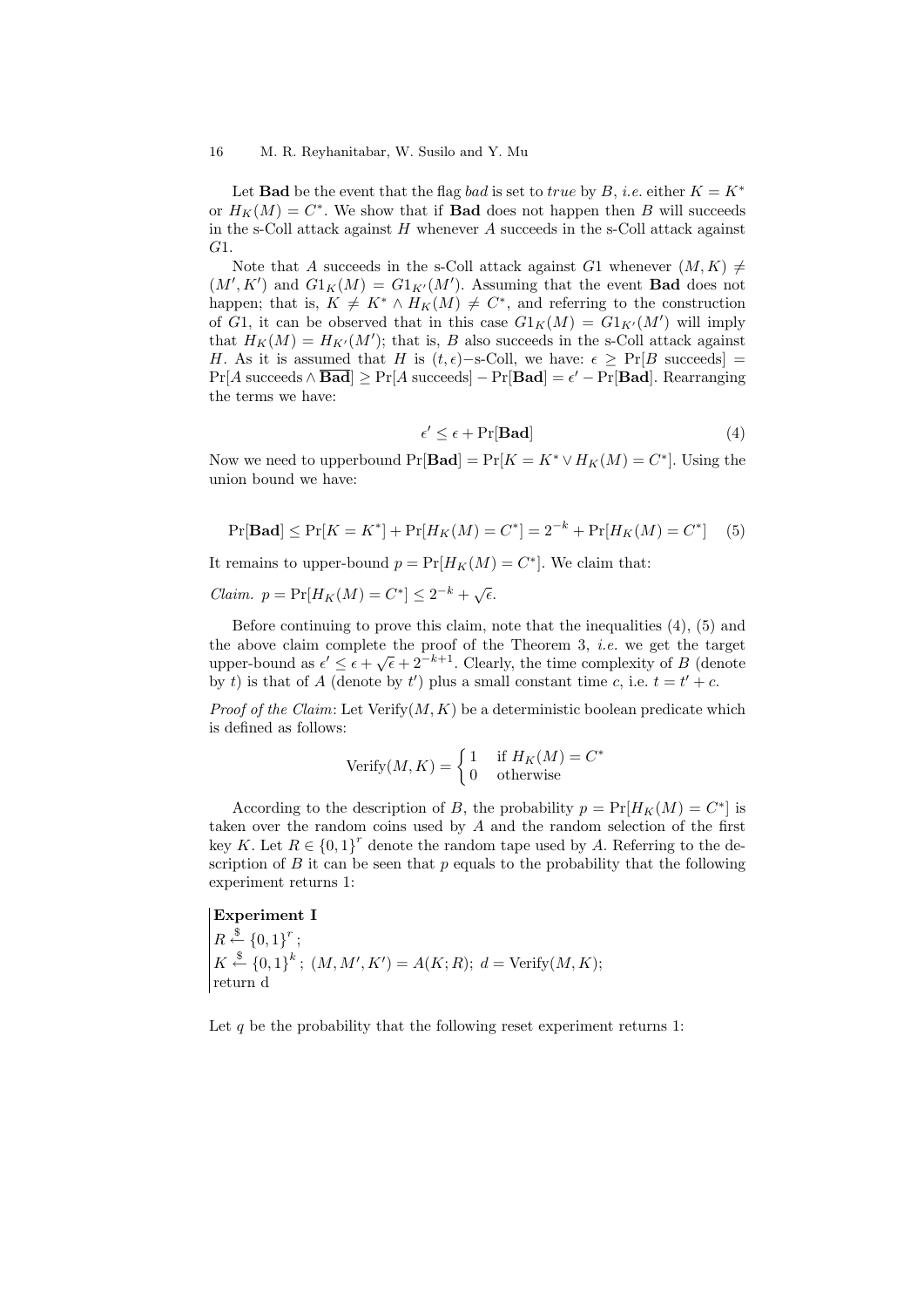Let **Bad** be the event that the flag *bad* is set to *true* by $B$, *i.e.* either $K = K^*$ or $H_K(M) = C^*$. We show that if **Bad** does not happen then $B$ will succeeds in the s-Coll attack against $H$ whenever $A$ succeeds in the s-Coll attack against $G1$.

Note that $A$ succeeds in the s-Coll attack against $G1$ whenever $(M, K) \neq (M', K')$ and $G1_K(M) = G1_{K'}(M')$. Assuming that the event **Bad** does not happen; that is, $K \neq K^* \wedge H_K(M) \neq C^*$, and referring to the construction of $G1$, it can be observed that in this case $G1_K(M) = G1_{K'}(M')$ will imply that $H_K(M) = H_{K'}(M')$; that is, $B$ also succeeds in the s-Coll attack against $H$. As it is assumed that $H$ is $(t, \epsilon)-$s-Coll, we have: $\epsilon \geq \Pr[B \text{ succeeds}] = \Pr[A \text{ succeeds} \wedge \overline{\mathbf{Bad}}] \geq \Pr[A \text{ succeeds}] - \Pr[\mathbf{Bad}] = \epsilon' - \Pr[\mathbf{Bad}]$. Rearranging the terms we have:

$$\epsilon' \leq \epsilon + \Pr[\mathbf{Bad}] \tag{4}$$

Now we need to upperbound $\Pr[\mathbf{Bad}] = \Pr[K = K^* \vee H_K(M) = C^*]$. Using the union bound we have:

$$\Pr[\mathbf{Bad}] \leq \Pr[K = K^*] + \Pr[H_K(M) = C^*] = 2^{-k} + \Pr[H_K(M) = C^*] \tag{5}$$

It remains to upper-bound $p = \Pr[H_K(M) = C^*]$. We claim that:

*Claim.* $p = \Pr[H_K(M) = C^*] \leq 2^{-k} + \sqrt{\epsilon}$.

Before continuing to prove this claim, note that the inequalities (4), (5) and the above claim complete the proof of the Theorem 3, *i.e.* we get the target upper-bound as $\epsilon' \leq \epsilon + \sqrt{\epsilon} + 2^{-k+1}$. Clearly, the time complexity of $B$ (denote by $t$) is that of $A$ (denote by $t'$) plus a small constant time $c$, i.e. $t = t' + c$.

*Proof of the Claim*: Let $\text{Verify}(M, K)$ be a deterministic boolean predicate which is defined as follows:

$$\text{Verify}(M, K) = \begin{cases} 1 & \text{if } H_K(M) = C^* \\ 0 & \text{otherwise} \end{cases}$$

According to the description of $B$, the probability $p = \Pr[H_K(M) = C^*]$ is taken over the random coins used by $A$ and the random selection of the first key $K$. Let $R \in \{0,1\}^r$ denote the random tape used by $A$. Referring to the description of $B$ it can be seen that $p$ equals to the probability that the following experiment returns 1:

**Experiment I**
$R \xleftarrow{\$} \{0,1\}^r$;
$K \xleftarrow{\$} \{0,1\}^k$; $(M, M', K') = A(K; R)$; $d = \text{Verify}(M, K)$;
return d

Let $q$ be the probability that the following reset experiment returns 1: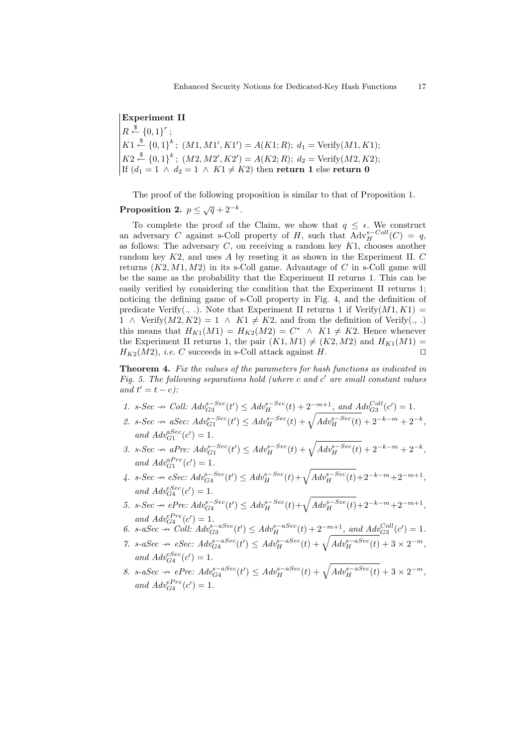**Experiment II**
$R \xleftarrow{\$} \{0,1\}^r$;
$K1 \xleftarrow{\$} \{0,1\}^k$; $(M1, M1', K1') = A(K1; R)$; $d_1 = \text{Verify}(M1, K1)$;
$K2 \xleftarrow{\$} \{0,1\}^k$; $(M2, M2', K2') = A(K2; R)$; $d_2 = \text{Verify}(M2, K2)$;
If $(d_1 = 1 \wedge d_2 = 1 \wedge K1 \neq K2)$ then **return 1** else **return 0**

The proof of the following proposition is similar to that of Proposition 1.

**Proposition 2.** $p \leq \sqrt{q} + 2^{-k}$.

To complete the proof of the Claim, we show that $q \leq \epsilon$. We construct an adversary $C$ against s-Coll property of $H$, such that $\text{Adv}_H^{s-Coll}(C) = q$, as follows: The adversary $C$, on receiving a random key $K1$, chooses another random key $K2$, and uses $A$ by reseting it as shown in the Experiment II. $C$ returns $(K2, M1, M2)$ in its s-Coll game. Advantage of $C$ in s-Coll game will be the same as the probability that the Experiment II returns 1. This can be easily verified by considering the condition that the Experiment II returns 1; noticing the defining game of s-Coll property in Fig. 4, and the definition of predicate Verify(., .). Note that Experiment II returns 1 if $\text{Verify}(M1, K1) = 1 \wedge \text{Verify}(M2, K2) = 1 \wedge K1 \neq K2$, and from the definition of Verify(., .) this means that $H_{K1}(M1) = H_{K2}(M2) = C^* \wedge K1 \neq K2$. Hence whenever the Experiment II returns 1, the pair $(K1, M1) \neq (K2, M2)$ and $H_{K1}(M1) = H_{K2}(M2)$, *i.e.* $C$ succeeds in s-Coll attack against $H$. ◻

**Theorem 4.** *Fix the values of the parameters for hash functions as indicated in Fig. 5. The following separations hold (where $c$ and $c'$ are small constant values and $t' = t - c$):*

1. *s-Sec $\nrightarrow$ Coll:* $Adv_{G3}^{s-Sec}(t') \leq Adv_H^{s-Sec}(t) + 2^{-m+1}$, *and* $Adv_{G3}^{Coll}(c') = 1$.
2. *s-Sec $\nrightarrow$ aSec:* $Adv_{G1}^{s-Sec}(t') \leq Adv_H^{s-Sec}(t) + \sqrt{Adv_H^{s-Sec}(t)} + 2^{-k-m} + 2^{-k}$, *and* $Adv_{G1}^{aSec}(c') = 1$.
3. *s-Sec $\nrightarrow$ aPre:* $Adv_{G1}^{s-Sec}(t') \leq Adv_H^{s-Sec}(t) + \sqrt{Adv_H^{s-Sec}(t)} + 2^{-k-m} + 2^{-k}$, *and* $Adv_{G1}^{aPre}(c') = 1$.
4. *s-Sec $\nrightarrow$ eSec:* $Adv_{G4}^{s-Sec}(t') \leq Adv_H^{s-Sec}(t) + \sqrt{Adv_H^{s-Sec}(t)} + 2^{-k-m} + 2^{-m+1}$, *and* $Adv_{G4}^{eSec}(c') = 1$.
5. *s-Sec $\nrightarrow$ ePre:* $Adv_{G4}^{s-Sec}(t') \leq Adv_H^{s-Sec}(t) + \sqrt{Adv_H^{s-Sec}(t)} + 2^{-k-m} + 2^{-m+1}$, *and* $Adv_{G4}^{ePre}(c') = 1$.
6. *s-aSec $\nrightarrow$ Coll:* $Adv_{G3}^{s-aSec}(t') \leq Adv_H^{s-aSec}(t) + 2^{-m+1}$, *and* $Adv_{G3}^{Coll}(c') = 1$.
7. *s-aSec $\nrightarrow$ eSec:* $Adv_{G4}^{s-aSec}(t') \leq Adv_H^{s-aSec}(t) + \sqrt{Adv_H^{s-aSec}(t)} + 3 \times 2^{-m}$, *and* $Adv_{G4}^{eSec}(c') = 1$.
8. *s-aSec $\nrightarrow$ ePre:* $Adv_{G4}^{s-aSec}(t') \leq Adv_H^{s-aSec}(t) + \sqrt{Adv_H^{s-aSec}(t)} + 3 \times 2^{-m}$, *and* $Adv_{G4}^{ePre}(c') = 1$.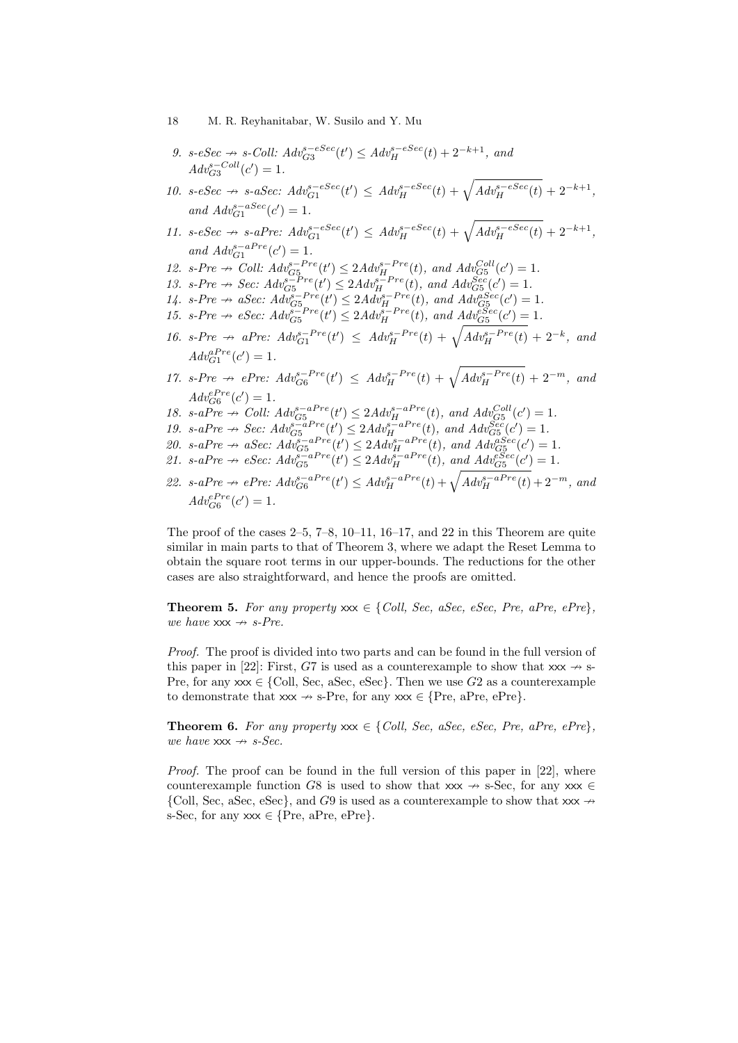9. *s-eSec* $\nrightarrow$ *s-Coll*: $Adv_{G3}^{s-eSec}(t') \leq Adv_{H}^{s-eSec}(t) + 2^{-k+1}$, and $Adv_{G3}^{s-Coll}(c') = 1$.
10. *s-eSec* $\nrightarrow$ *s-aSec*: $Adv_{G1}^{s-eSec}(t') \leq Adv_{H}^{s-eSec}(t) + \sqrt{Adv_{H}^{s-eSec}(t)} + 2^{-k+1}$, and $Adv_{G1}^{s-aSec}(c') = 1$.
11. *s-eSec* $\nrightarrow$ *s-aPre*: $Adv_{G1}^{s-eSec}(t') \leq Adv_{H}^{s-eSec}(t) + \sqrt{Adv_{H}^{s-eSec}(t)} + 2^{-k+1}$, and $Adv_{G1}^{s-aPre}(c') = 1$.
12. *s-Pre* $\nrightarrow$ *Coll*: $Adv_{G5}^{s-Pre}(t') \leq 2Adv_{H}^{s-Pre}(t)$, and $Adv_{G5}^{Coll}(c') = 1$.
13. *s-Pre* $\nrightarrow$ *Sec*: $Adv_{G5}^{s-Pre}(t') \leq 2Adv_{H}^{s-Pre}(t)$, and $Adv_{G5}^{Sec}(c') = 1$.
14. *s-Pre* $\nrightarrow$ *aSec*: $Adv_{G5}^{s-Pre}(t') \leq 2Adv_{H}^{s-Pre}(t)$, and $Adv_{G5}^{aSec}(c') = 1$.
15. *s-Pre* $\nrightarrow$ *eSec*: $Adv_{G5}^{s-Pre}(t') \leq 2Adv_{H}^{s-Pre}(t)$, and $Adv_{G5}^{eSec}(c') = 1$.
16. *s-Pre* $\nrightarrow$ *aPre*: $Adv_{G1}^{s-Pre}(t') \leq Adv_{H}^{s-Pre}(t) + \sqrt{Adv_{H}^{s-Pre}(t)} + 2^{-k}$, and $Adv_{G1}^{aPre}(c') = 1$.
17. *s-Pre* $\nrightarrow$ *ePre*: $Adv_{G6}^{s-Pre}(t') \leq Adv_{H}^{s-Pre}(t) + \sqrt{Adv_{H}^{s-Pre}(t)} + 2^{-m}$, and $Adv_{G6}^{ePre}(c') = 1$.
18. *s-aPre* $\nrightarrow$ *Coll*: $Adv_{G5}^{s-aPre}(t') \leq 2Adv_{H}^{s-aPre}(t)$, and $Adv_{G5}^{Coll}(c') = 1$.
19. *s-aPre* $\nrightarrow$ *Sec*: $Adv_{G5}^{s-aPre}(t') \leq 2Adv_{H}^{s-aPre}(t)$, and $Adv_{G5}^{Sec}(c') = 1$.
20. *s-aPre* $\nrightarrow$ *aSec*: $Adv_{G5}^{s-aPre}(t') \leq 2Adv_{H}^{s-aPre}(t)$, and $Adv_{G5}^{aSec}(c') = 1$.
21. *s-aPre* $\nrightarrow$ *eSec*: $Adv_{G5}^{s-aPre}(t') \leq 2Adv_{H}^{s-aPre}(t)$, and $Adv_{G5}^{eSec}(c') = 1$.
22. *s-aPre* $\nrightarrow$ *ePre*: $Adv_{G6}^{s-aPre}(t') \leq Adv_{H}^{s-aPre}(t) + \sqrt{Adv_{H}^{s-aPre}(t)} + 2^{-m}$, and $Adv_{G6}^{ePre}(c') = 1$.

The proof of the cases 2–5, 7–8, 10–11, 16–17, and 22 in this Theorem are quite similar in main parts to that of Theorem 3, where we adapt the Reset Lemma to obtain the square root terms in our upper-bounds. The reductions for the other cases are also straightforward, and hence the proofs are omitted.

**Theorem 5.** *For any property* xxx $\in$ *{Coll, Sec, aSec, eSec, Pre, aPre, ePre}, we have* xxx $\nrightarrow$ *s-Pre.*

*Proof.* The proof is divided into two parts and can be found in the full version of this paper in [22]: First, $G7$ is used as a counterexample to show that xxx $\nrightarrow$ s-Pre, for any xxx $\in$ {Coll, Sec, aSec, eSec}. Then we use $G2$ as a counterexample to demonstrate that xxx $\nrightarrow$ s-Pre, for any xxx $\in$ {Pre, aPre, ePre}.

**Theorem 6.** *For any property* xxx $\in$ *{Coll, Sec, aSec, eSec, Pre, aPre, ePre}, we have* xxx $\nrightarrow$ *s-Sec.*

*Proof.* The proof can be found in the full version of this paper in [22], where counterexample function $G8$ is used to show that xxx $\nrightarrow$ s-Sec, for any xxx $\in$ {Coll, Sec, aSec, eSec}, and $G9$ is used as a counterexample to show that xxx $\nrightarrow$ s-Sec, for any xxx $\in$ {Pre, aPre, ePre}.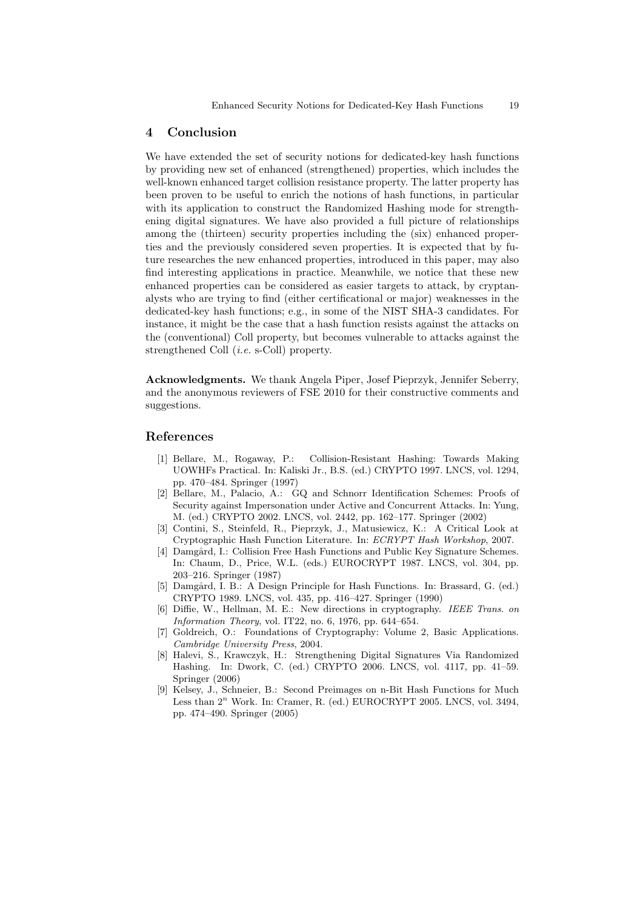## 4 Conclusion

We have extended the set of security notions for dedicated-key hash functions by providing new set of enhanced (strengthened) properties, which includes the well-known enhanced target collision resistance property. The latter property has been proven to be useful to enrich the notions of hash functions, in particular with its application to construct the Randomized Hashing mode for strengthening digital signatures. We have also provided a full picture of relationships among the (thirteen) security properties including the (six) enhanced properties and the previously considered seven properties. It is expected that by future researches the new enhanced properties, introduced in this paper, may also find interesting applications in practice. Meanwhile, we notice that these new enhanced properties can be considered as easier targets to attack, by cryptanalysts who are trying to find (either certificational or major) weaknesses in the dedicated-key hash functions; e.g., in some of the NIST SHA-3 candidates. For instance, it might be the case that a hash function resists against the attacks on the (conventional) Coll property, but becomes vulnerable to attacks against the strengthened Coll (*i.e.* s-Coll) property.

**Acknowledgments.** We thank Angela Piper, Josef Pieprzyk, Jennifer Seberry, and the anonymous reviewers of FSE 2010 for their constructive comments and suggestions.

## References

1. [1] Bellare, M., Rogaway, P.: Collision-Resistant Hashing: Towards Making UOWHFs Practical. In: Kaliski Jr., B.S. (ed.) CRYPTO 1997. LNCS, vol. 1294, pp. 470–484. Springer (1997)
2. [2] Bellare, M., Palacio, A.: GQ and Schnorr Identification Schemes: Proofs of Security against Impersonation under Active and Concurrent Attacks. In: Yung, M. (ed.) CRYPTO 2002. LNCS, vol. 2442, pp. 162–177. Springer (2002)
3. [3] Contini, S., Steinfeld, R., Pieprzyk, J., Matusiewicz, K.: A Critical Look at Cryptographic Hash Function Literature. In: *ECRYPT Hash Workshop*, 2007.
4. [4] Damgård, I.: Collision Free Hash Functions and Public Key Signature Schemes. In: Chaum, D., Price, W.L. (eds.) EUROCRYPT 1987. LNCS, vol. 304, pp. 203–216. Springer (1987)
5. [5] Damgård, I. B.: A Design Principle for Hash Functions. In: Brassard, G. (ed.) CRYPTO 1989. LNCS, vol. 435, pp. 416–427. Springer (1990)
6. [6] Diffie, W., Hellman, M. E.: New directions in cryptography. *IEEE Trans. on Information Theory*, vol. IT22, no. 6, 1976, pp. 644–654.
7. [7] Goldreich, O.: Foundations of Cryptography: Volume 2, Basic Applications. *Cambridge University Press*, 2004.
8. [8] Halevi, S., Krawczyk, H.: Strengthening Digital Signatures Via Randomized Hashing. In: Dwork, C. (ed.) CRYPTO 2006. LNCS, vol. 4117, pp. 41–59. Springer (2006)
9. [9] Kelsey, J., Schneier, B.: Second Preimages on n-Bit Hash Functions for Much Less than $2^n$ Work. In: Cramer, R. (ed.) EUROCRYPT 2005. LNCS, vol. 3494, pp. 474–490. Springer (2005)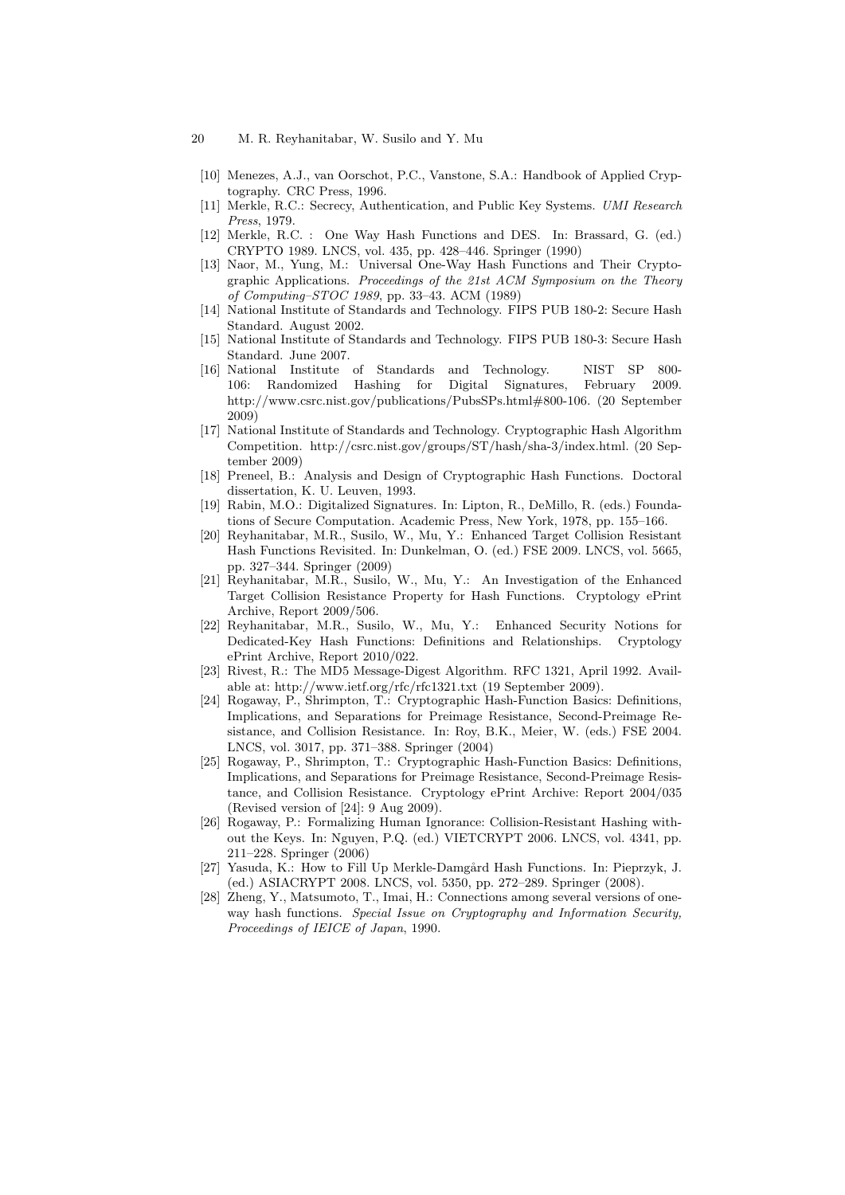- [10] Menezes, A.J., van Oorschot, P.C., Vanstone, S.A.: Handbook of Applied Cryptography. CRC Press, 1996.
- [11] Merkle, R.C.: Secrecy, Authentication, and Public Key Systems. *UMI Research Press*, 1979.
- [12] Merkle, R.C. : One Way Hash Functions and DES. In: Brassard, G. (ed.) CRYPTO 1989. LNCS, vol. 435, pp. 428–446. Springer (1990)
- [13] Naor, M., Yung, M.: Universal One-Way Hash Functions and Their Cryptographic Applications. *Proceedings of the 21st ACM Symposium on the Theory of Computing–STOC 1989*, pp. 33–43. ACM (1989)
- [14] National Institute of Standards and Technology. FIPS PUB 180-2: Secure Hash Standard. August 2002.
- [15] National Institute of Standards and Technology. FIPS PUB 180-3: Secure Hash Standard. June 2007.
- [16] National Institute of Standards and Technology. NIST SP 800-106: Randomized Hashing for Digital Signatures, February 2009. http://www.csrc.nist.gov/publications/PubsSPs.html#800-106. (20 September 2009)
- [17] National Institute of Standards and Technology. Cryptographic Hash Algorithm Competition. http://csrc.nist.gov/groups/ST/hash/sha-3/index.html. (20 September 2009)
- [18] Preneel, B.: Analysis and Design of Cryptographic Hash Functions. Doctoral dissertation, K. U. Leuven, 1993.
- [19] Rabin, M.O.: Digitalized Signatures. In: Lipton, R., DeMillo, R. (eds.) Foundations of Secure Computation. Academic Press, New York, 1978, pp. 155–166.
- [20] Reyhanitabar, M.R., Susilo, W., Mu, Y.: Enhanced Target Collision Resistant Hash Functions Revisited. In: Dunkelman, O. (ed.) FSE 2009. LNCS, vol. 5665, pp. 327–344. Springer (2009)
- [21] Reyhanitabar, M.R., Susilo, W., Mu, Y.: An Investigation of the Enhanced Target Collision Resistance Property for Hash Functions. Cryptology ePrint Archive, Report 2009/506.
- [22] Reyhanitabar, M.R., Susilo, W., Mu, Y.: Enhanced Security Notions for Dedicated-Key Hash Functions: Definitions and Relationships. Cryptology ePrint Archive, Report 2010/022.
- [23] Rivest, R.: The MD5 Message-Digest Algorithm. RFC 1321, April 1992. Available at: http://www.ietf.org/rfc/rfc1321.txt (19 September 2009).
- [24] Rogaway, P., Shrimpton, T.: Cryptographic Hash-Function Basics: Definitions, Implications, and Separations for Preimage Resistance, Second-Preimage Resistance, and Collision Resistance. In: Roy, B.K., Meier, W. (eds.) FSE 2004. LNCS, vol. 3017, pp. 371–388. Springer (2004)
- [25] Rogaway, P., Shrimpton, T.: Cryptographic Hash-Function Basics: Definitions, Implications, and Separations for Preimage Resistance, Second-Preimage Resistance, and Collision Resistance. Cryptology ePrint Archive: Report 2004/035 (Revised version of [24]: 9 Aug 2009).
- [26] Rogaway, P.: Formalizing Human Ignorance: Collision-Resistant Hashing without the Keys. In: Nguyen, P.Q. (ed.) VIETCRYPT 2006. LNCS, vol. 4341, pp. 211–228. Springer (2006)
- [27] Yasuda, K.: How to Fill Up Merkle-Damgård Hash Functions. In: Pieprzyk, J. (ed.) ASIACRYPT 2008. LNCS, vol. 5350, pp. 272–289. Springer (2008).
- [28] Zheng, Y., Matsumoto, T., Imai, H.: Connections among several versions of one-way hash functions. *Special Issue on Cryptography and Information Security, Proceedings of IEICE of Japan*, 1990.